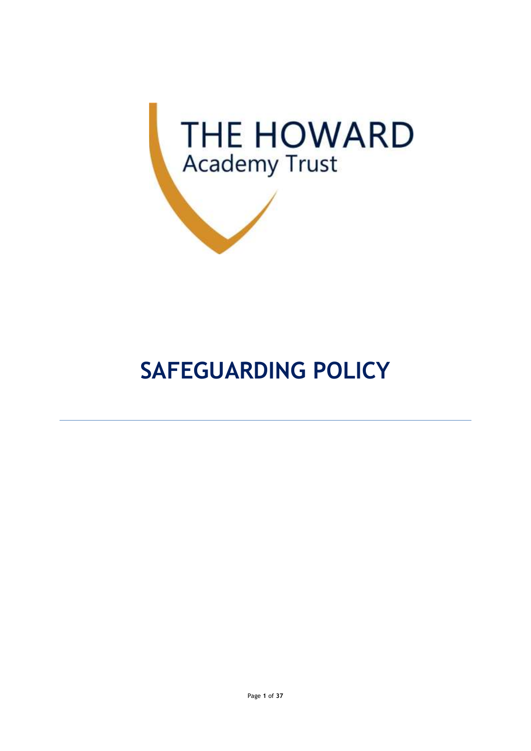THE HOWARD
Academy Trust

# SAFEGUARDING POLICY

---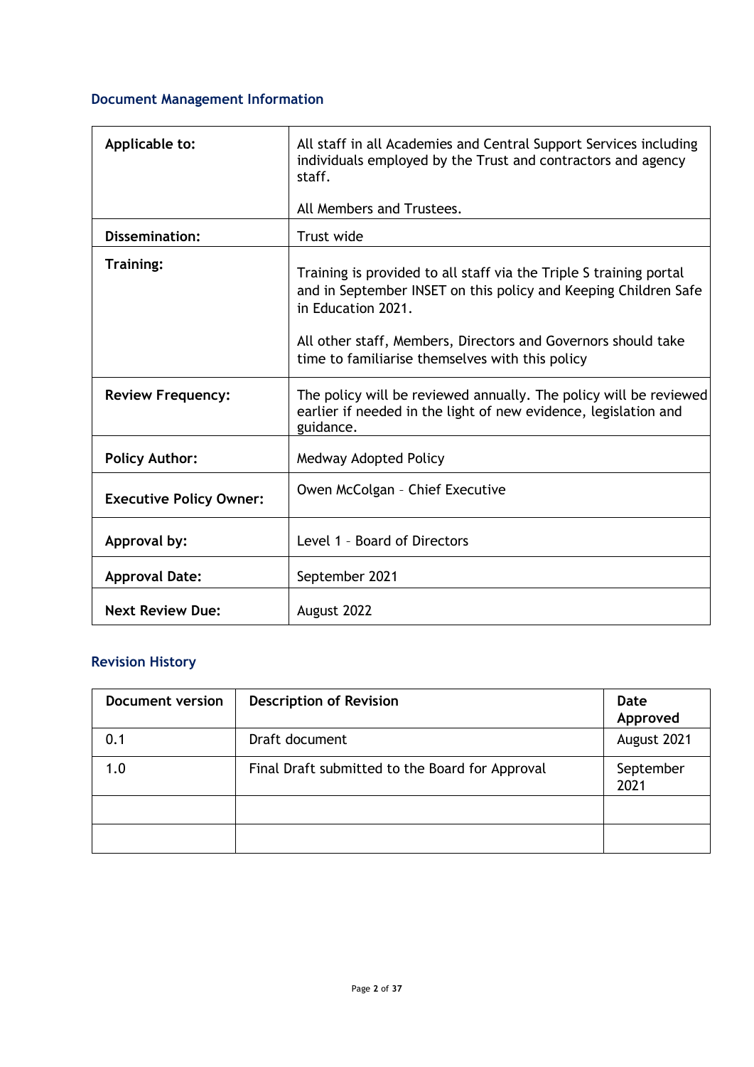### Document Management Information

| | |
|---|---|
| **Applicable to:** | All staff in all Academies and Central Support Services including individuals employed by the Trust and contractors and agency staff.<br><br>All Members and Trustees. |
| **Dissemination:** | Trust wide |
| **Training:** | Training is provided to all staff via the Triple S training portal and in September INSET on this policy and Keeping Children Safe in Education 2021.<br><br>All other staff, Members, Directors and Governors should take time to familiarise themselves with this policy |
| **Review Frequency:** | The policy will be reviewed annually. The policy will be reviewed earlier if needed in the light of new evidence, legislation and guidance. |
| **Policy Author:** | Medway Adopted Policy |
| **Executive Policy Owner:** | Owen McColgan – Chief Executive |
| **Approval by:** | Level 1 – Board of Directors |
| **Approval Date:** | September 2021 |
| **Next Review Due:** | August 2022 |

### Revision History

| Document version | Description of Revision | Date Approved |
|---|---|---|
| 0.1 | Draft document | August 2021 |
| 1.0 | Final Draft submitted to the Board for Approval | September 2021 |
| | | |
| | | |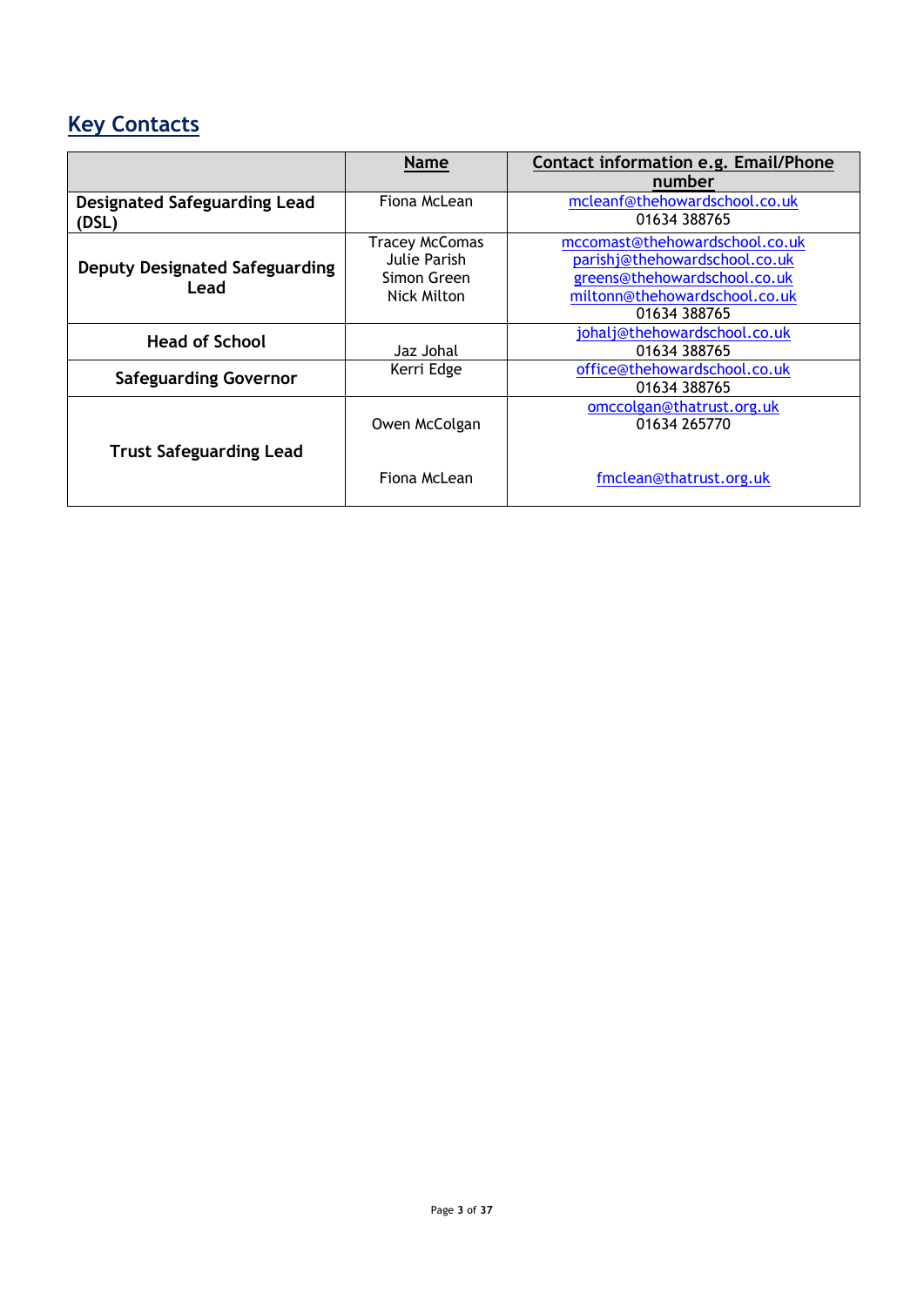## Key Contacts

| | Name | Contact information e.g. Email/Phone number |
|---|---|---|
| **Designated Safeguarding Lead (DSL)** | Fiona McLean | mcleanf@thehowardschool.co.uk<br>01634 388765 |
| **Deputy Designated Safeguarding Lead** | Tracey McComas<br>Julie Parish<br>Simon Green<br>Nick Milton | mccomast@thehowardschool.co.uk<br>parishj@thehowardschool.co.uk<br>greens@thehowardschool.co.uk<br>miltonn@thehowardschool.co.uk<br>01634 388765 |
| **Head of School** | Jaz Johal | johalj@thehowardschool.co.uk<br>01634 388765 |
| **Safeguarding Governor** | Kerri Edge | office@thehowardschool.co.uk<br>01634 388765 |
| **Trust Safeguarding Lead** | Owen McColgan<br><br>Fiona McLean | omccolgan@thatrust.org.uk<br>01634 265770<br><br>fmclean@thatrust.org.uk |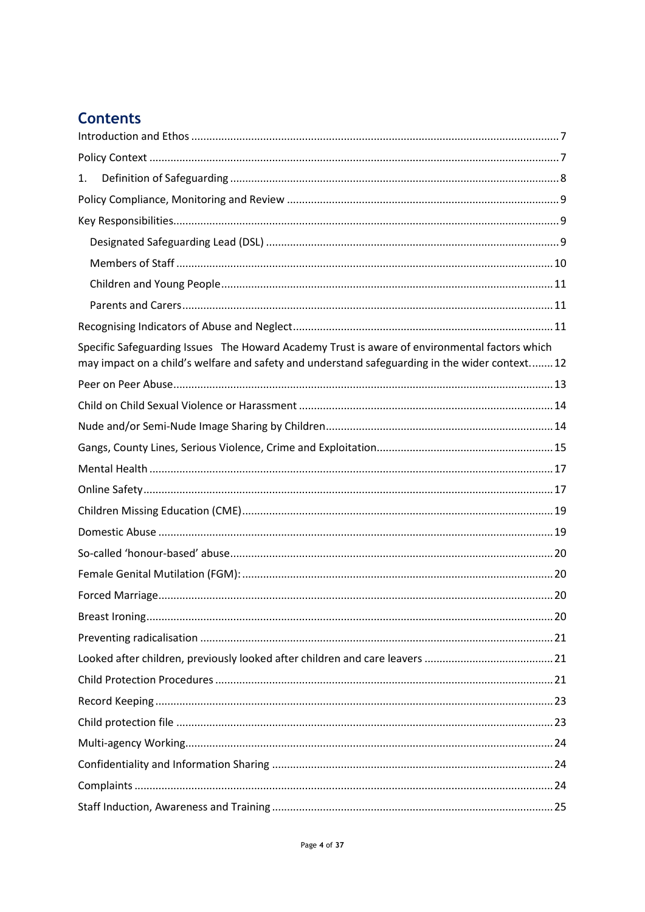# Contents

Introduction and Ethos ........................................................................................................ 7

Policy Context ...................................................................................................................... 7

1. Definition of Safeguarding ........................................................................................... 8

Policy Compliance, Monitoring and Review ......................................................................... 9

Key Responsibilities.............................................................................................................. 9

Designated Safeguarding Lead (DSL) ................................................................................ 9

Members of Staff .......................................................................................................... 10

Children and Young People ............................................................................................ 11

Parents and Carers ......................................................................................................... 11

Recognising Indicators of Abuse and Neglect ..................................................................... 11

Specific Safeguarding Issues The Howard Academy Trust is aware of environmental factors which may impact on a child's welfare and safety and understand safeguarding in the wider context. ....... 12

Peer on Peer Abuse ............................................................................................................ 13

Child on Child Sexual Violence or Harassment ................................................................... 14

Nude and/or Semi-Nude Image Sharing by Children .......................................................... 14

Gangs, County Lines, Serious Violence, Crime and Exploitation.......................................... 15

Mental Health .................................................................................................................... 17

Online Safety ...................................................................................................................... 17

Children Missing Education (CME) ..................................................................................... 19

Domestic Abuse ................................................................................................................. 19

So-called 'honour-based' abuse ......................................................................................... 20

Female Genital Mutilation (FGM): ...................................................................................... 20

Forced Marriage ................................................................................................................. 20

Breast Ironing ..................................................................................................................... 20

Preventing radicalisation ................................................................................................... 21

Looked after children, previously looked after children and care leavers .......................... 21

Child Protection Procedures .............................................................................................. 21

Record Keeping .................................................................................................................. 23

Child protection file ........................................................................................................... 23

Multi-agency Working ........................................................................................................ 24

Confidentiality and Information Sharing ............................................................................ 24

Complaints ......................................................................................................................... 24

Staff Induction, Awareness and Training ............................................................................ 25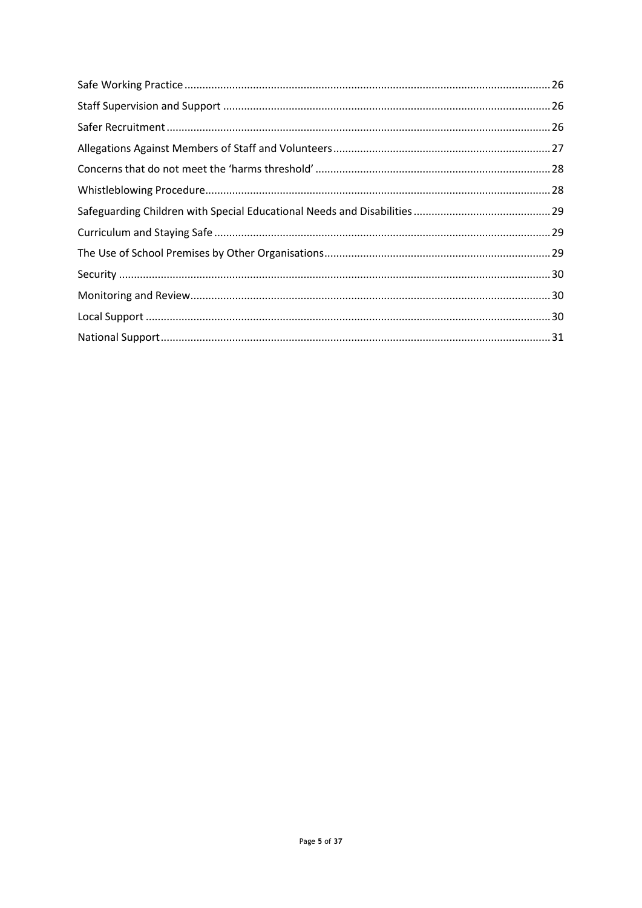Safe Working Practice ........................................................................................................................ 26
Staff Supervision and Support ............................................................................................................ 26
Safer Recruitment .............................................................................................................................. 26
Allegations Against Members of Staff and Volunteers ........................................................................ 27
Concerns that do not meet the 'harms threshold' ............................................................................. 28
Whistleblowing Procedure .................................................................................................................. 28
Safeguarding Children with Special Educational Needs and Disabilities ............................................. 29
Curriculum and Staying Safe ............................................................................................................... 29
The Use of School Premises by Other Organisations .......................................................................... 29
Security .............................................................................................................................................. 30
Monitoring and Review ...................................................................................................................... 30
Local Support ..................................................................................................................................... 30
National Support ................................................................................................................................ 31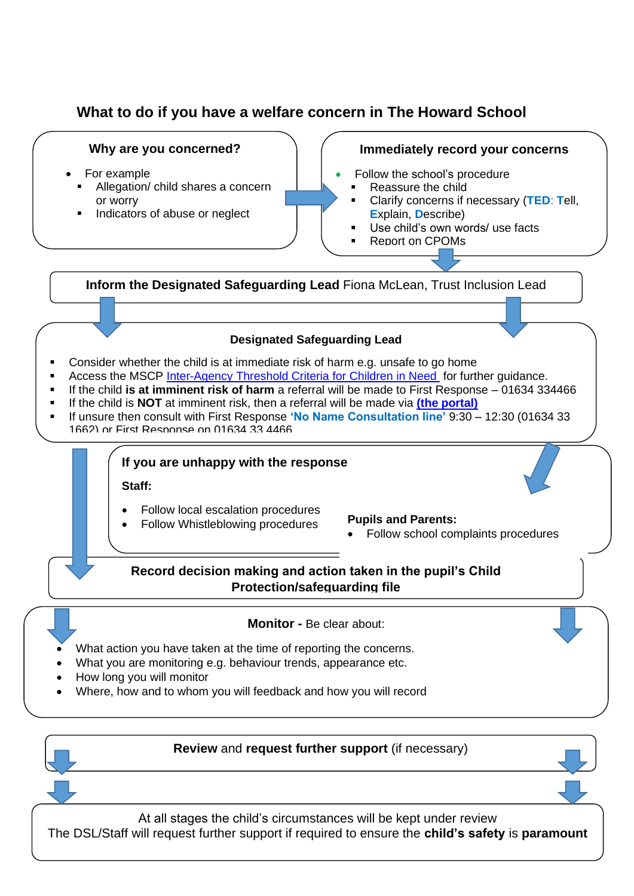## What to do if you have a welfare concern in The Howard School

### Why are you concerned?

- For example
  - Allegation/ child shares a concern or worry
  - Indicators of abuse or neglect

### Immediately record your concerns

- Follow the school's procedure
  - Reassure the child
  - Clarify concerns if necessary (**TED**: **T**ell, **E**xplain, **D**escribe)
  - Use child's own words/ use facts
  - Report on CPOMs

**Inform the Designated Safeguarding Lead** Fiona McLean, Trust Inclusion Lead

### Designated Safeguarding Lead

- Consider whether the child is at immediate risk of harm e.g. unsafe to go home
- Access the MSCP Inter-Agency Threshold Criteria for Children in Need for further guidance.
- If the child **is at imminent risk of harm** a referral will be made to First Response – 01634 334466
- If the child is **NOT** at imminent risk, then a referral will be made via **(the portal)**
- If unsure then consult with First Response **'No Name Consultation line'** 9:30 – 12:30 (01634 33 1662) or First Response on 01634 33 4466

### If you are unhappy with the response

**Staff:**

- Follow local escalation procedures
- Follow Whistleblowing procedures

**Pupils and Parents:**

- Follow school complaints procedures

**Record decision making and action taken in the pupil's Child Protection/safeguarding file**

**Monitor -** Be clear about:

- What action you have taken at the time of reporting the concerns.
- What you are monitoring e.g. behaviour trends, appearance etc.
- How long you will monitor
- Where, how and to whom you will feedback and how you will record

**Review** and **request further support** (if necessary)

At all stages the child's circumstances will be kept under review
The DSL/Staff will request further support if required to ensure the **child's safety** is **paramount**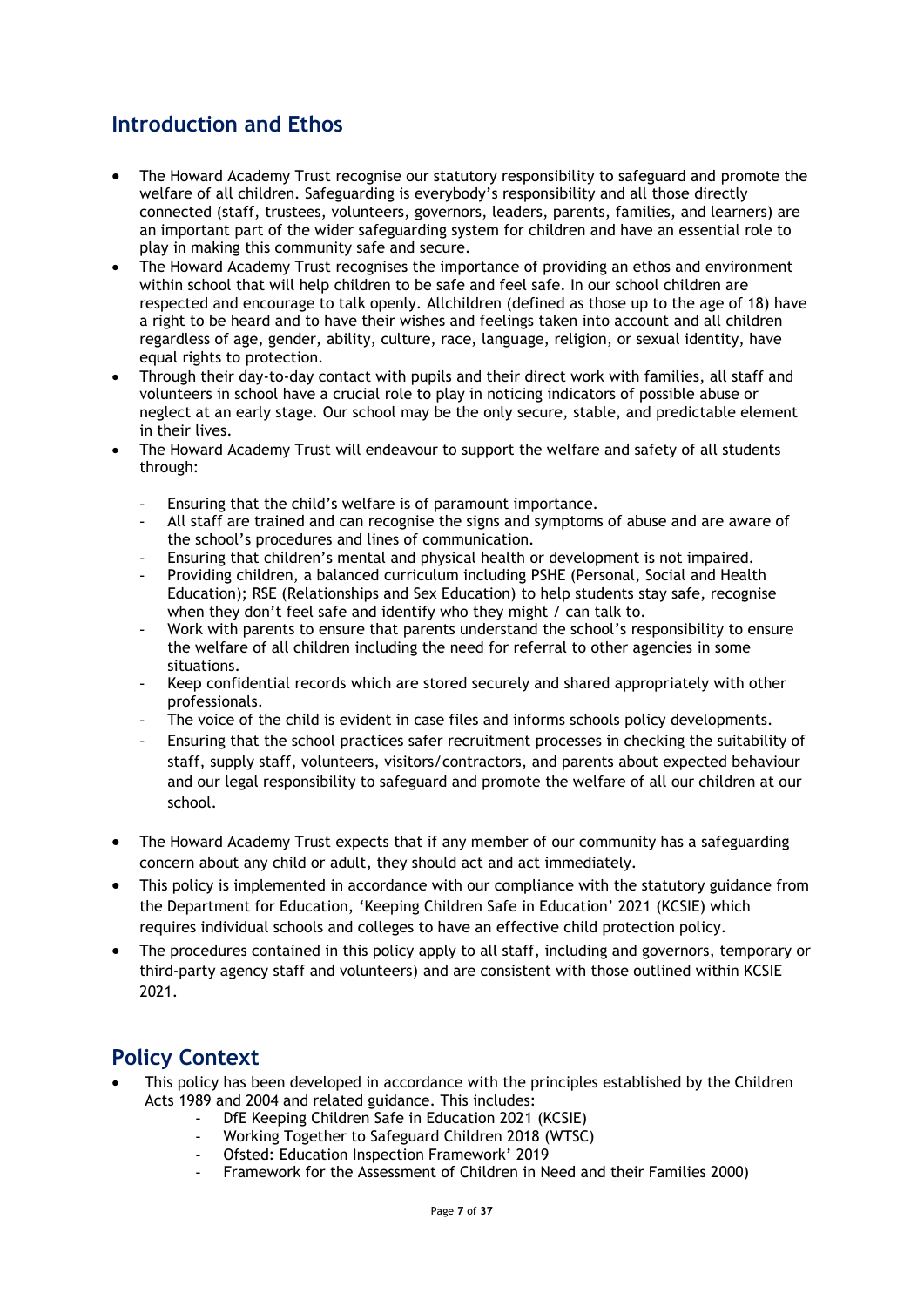## Introduction and Ethos

- The Howard Academy Trust recognise our statutory responsibility to safeguard and promote the welfare of all children. Safeguarding is everybody's responsibility and all those directly connected (staff, trustees, volunteers, governors, leaders, parents, families, and learners) are an important part of the wider safeguarding system for children and have an essential role to play in making this community safe and secure.
- The Howard Academy Trust recognises the importance of providing an ethos and environment within school that will help children to be safe and feel safe. In our school children are respected and encourage to talk openly. Allchildren (defined as those up to the age of 18) have a right to be heard and to have their wishes and feelings taken into account and all children regardless of age, gender, ability, culture, race, language, religion, or sexual identity, have equal rights to protection.
- Through their day-to-day contact with pupils and their direct work with families, all staff and volunteers in school have a crucial role to play in noticing indicators of possible abuse or neglect at an early stage. Our school may be the only secure, stable, and predictable element in their lives.
- The Howard Academy Trust will endeavour to support the welfare and safety of all students through:
  - Ensuring that the child's welfare is of paramount importance.
  - All staff are trained and can recognise the signs and symptoms of abuse and are aware of the school's procedures and lines of communication.
  - Ensuring that children's mental and physical health or development is not impaired.
  - Providing children, a balanced curriculum including PSHE (Personal, Social and Health Education); RSE (Relationships and Sex Education) to help students stay safe, recognise when they don't feel safe and identify who they might / can talk to.
  - Work with parents to ensure that parents understand the school's responsibility to ensure the welfare of all children including the need for referral to other agencies in some situations.
  - Keep confidential records which are stored securely and shared appropriately with other professionals.
  - The voice of the child is evident in case files and informs schools policy developments.
  - Ensuring that the school practices safer recruitment processes in checking the suitability of staff, supply staff, volunteers, visitors/contractors, and parents about expected behaviour and our legal responsibility to safeguard and promote the welfare of all our children at our school.
- The Howard Academy Trust expects that if any member of our community has a safeguarding concern about any child or adult, they should act and act immediately.
- This policy is implemented in accordance with our compliance with the statutory guidance from the Department for Education, 'Keeping Children Safe in Education' 2021 (KCSIE) which requires individual schools and colleges to have an effective child protection policy.
- The procedures contained in this policy apply to all staff, including and governors, temporary or third-party agency staff and volunteers) and are consistent with those outlined within KCSIE 2021.

## Policy Context

- This policy has been developed in accordance with the principles established by the Children Acts 1989 and 2004 and related guidance. This includes:
  - DfE Keeping Children Safe in Education 2021 (KCSIE)
  - Working Together to Safeguard Children 2018 (WTSC)
  - Ofsted: Education Inspection Framework' 2019
  - Framework for the Assessment of Children in Need and their Families 2000)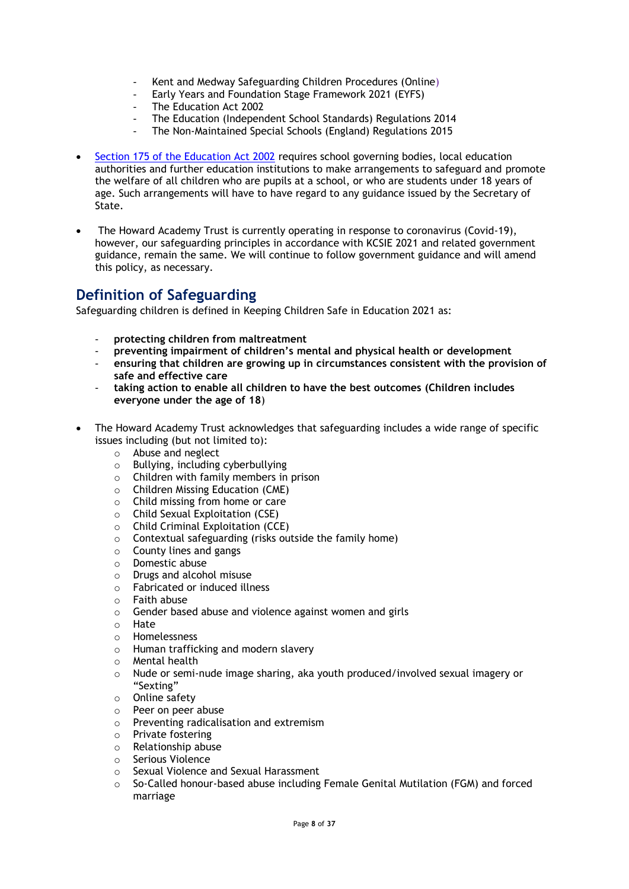- Kent and Medway Safeguarding Children Procedures (Online)
- Early Years and Foundation Stage Framework 2021 (EYFS)
- The Education Act 2002
- The Education (Independent School Standards) Regulations 2014
- The Non-Maintained Special Schools (England) Regulations 2015

- Section 175 of the Education Act 2002 requires school governing bodies, local education authorities and further education institutions to make arrangements to safeguard and promote the welfare of all children who are pupils at a school, or who are students under 18 years of age. Such arrangements will have to have regard to any guidance issued by the Secretary of State.

- The Howard Academy Trust is currently operating in response to coronavirus (Covid-19), however, our safeguarding principles in accordance with KCSIE 2021 and related government guidance, remain the same. We will continue to follow government guidance and will amend this policy, as necessary.

## Definition of Safeguarding

Safeguarding children is defined in Keeping Children Safe in Education 2021 as:

- **protecting children from maltreatment**
- **preventing impairment of children's mental and physical health or development**
- **ensuring that children are growing up in circumstances consistent with the provision of safe and effective care**
- **taking action to enable all children to have the best outcomes (Children includes everyone under the age of 18**)

- The Howard Academy Trust acknowledges that safeguarding includes a wide range of specific issues including (but not limited to):
  - Abuse and neglect
  - Bullying, including cyberbullying
  - Children with family members in prison
  - Children Missing Education (CME)
  - Child missing from home or care
  - Child Sexual Exploitation (CSE)
  - Child Criminal Exploitation (CCE)
  - Contextual safeguarding (risks outside the family home)
  - County lines and gangs
  - Domestic abuse
  - Drugs and alcohol misuse
  - Fabricated or induced illness
  - Faith abuse
  - Gender based abuse and violence against women and girls
  - Hate
  - Homelessness
  - Human trafficking and modern slavery
  - Mental health
  - Nude or semi-nude image sharing, aka youth produced/involved sexual imagery or "Sexting"
  - Online safety
  - Peer on peer abuse
  - Preventing radicalisation and extremism
  - Private fostering
  - Relationship abuse
  - Serious Violence
  - Sexual Violence and Sexual Harassment
  - So-Called honour-based abuse including Female Genital Mutilation (FGM) and forced marriage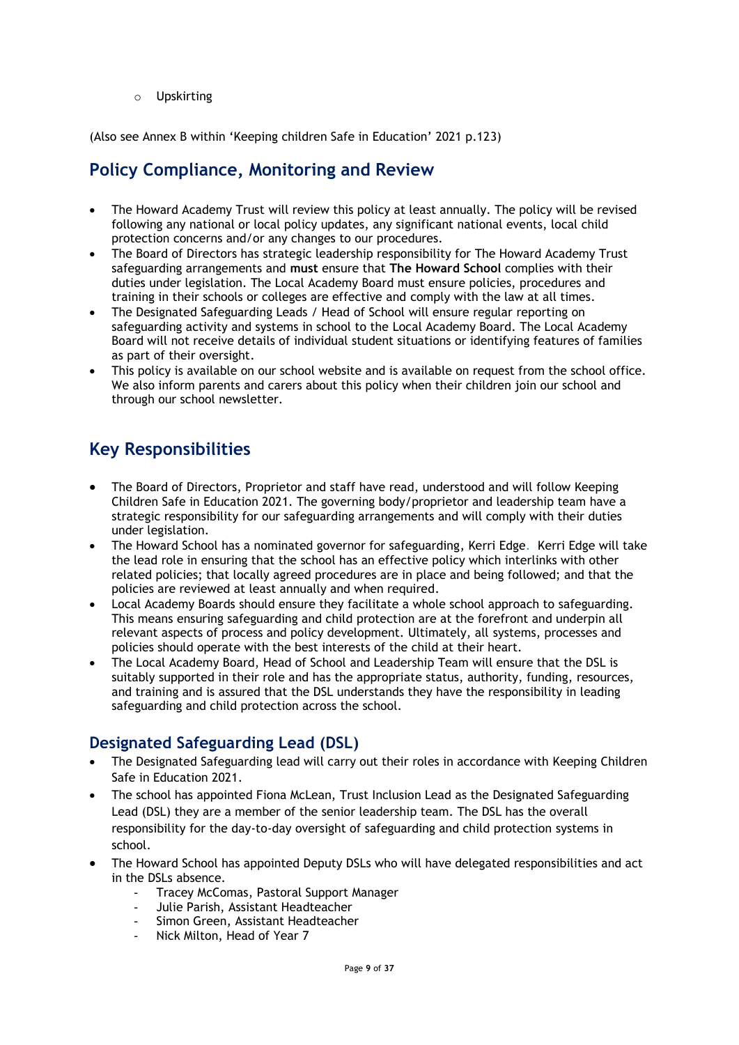- Upskirting

(Also see Annex B within 'Keeping children Safe in Education' 2021 p.123)

## Policy Compliance, Monitoring and Review

- The Howard Academy Trust will review this policy at least annually. The policy will be revised following any national or local policy updates, any significant national events, local child protection concerns and/or any changes to our procedures.
- The Board of Directors has strategic leadership responsibility for The Howard Academy Trust safeguarding arrangements and **must** ensure that **The Howard School** complies with their duties under legislation. The Local Academy Board must ensure policies, procedures and training in their schools or colleges are effective and comply with the law at all times.
- The Designated Safeguarding Leads / Head of School will ensure regular reporting on safeguarding activity and systems in school to the Local Academy Board. The Local Academy Board will not receive details of individual student situations or identifying features of families as part of their oversight.
- This policy is available on our school website and is available on request from the school office. We also inform parents and carers about this policy when their children join our school and through our school newsletter.

## Key Responsibilities

- The Board of Directors, Proprietor and staff have read, understood and will follow Keeping Children Safe in Education 2021. The governing body/proprietor and leadership team have a strategic responsibility for our safeguarding arrangements and will comply with their duties under legislation.
- The Howard School has a nominated governor for safeguarding, Kerri Edge. Kerri Edge will take the lead role in ensuring that the school has an effective policy which interlinks with other related policies; that locally agreed procedures are in place and being followed; and that the policies are reviewed at least annually and when required.
- Local Academy Boards should ensure they facilitate a whole school approach to safeguarding. This means ensuring safeguarding and child protection are at the forefront and underpin all relevant aspects of process and policy development. Ultimately, all systems, processes and policies should operate with the best interests of the child at their heart.
- The Local Academy Board, Head of School and Leadership Team will ensure that the DSL is suitably supported in their role and has the appropriate status, authority, funding, resources, and training and is assured that the DSL understands they have the responsibility in leading safeguarding and child protection across the school.

### Designated Safeguarding Lead (DSL)

- The Designated Safeguarding lead will carry out their roles in accordance with Keeping Children Safe in Education 2021.
- The school has appointed Fiona McLean, Trust Inclusion Lead as the Designated Safeguarding Lead (DSL) they are a member of the senior leadership team. The DSL has the overall responsibility for the day-to-day oversight of safeguarding and child protection systems in school.
- The Howard School has appointed Deputy DSLs who will have delegated responsibilities and act in the DSLs absence.
  - Tracey McComas, Pastoral Support Manager
  - Julie Parish, Assistant Headteacher
  - Simon Green, Assistant Headteacher
  - Nick Milton, Head of Year 7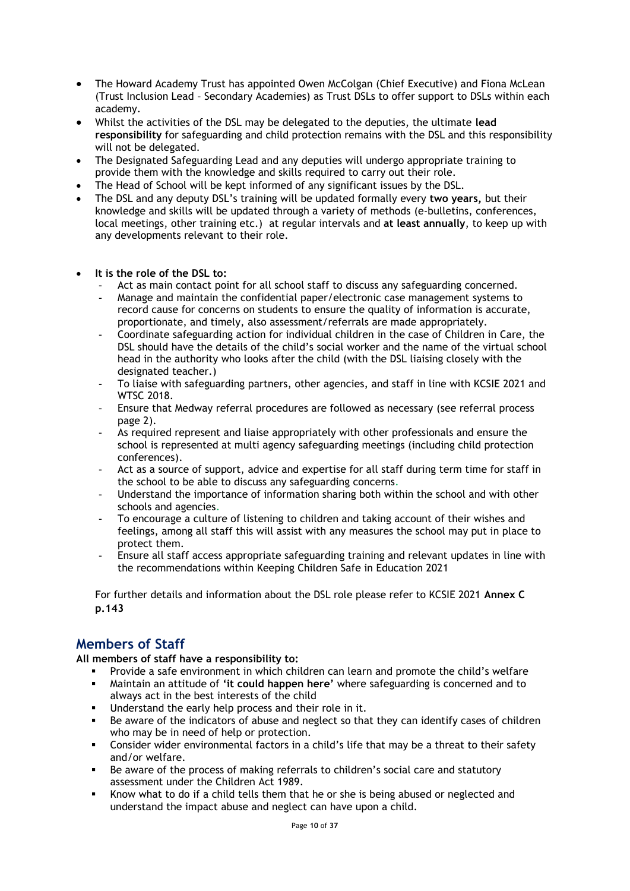- The Howard Academy Trust has appointed Owen McColgan (Chief Executive) and Fiona McLean (Trust Inclusion Lead – Secondary Academies) as Trust DSLs to offer support to DSLs within each academy.
- Whilst the activities of the DSL may be delegated to the deputies, the ultimate **lead responsibility** for safeguarding and child protection remains with the DSL and this responsibility will not be delegated.
- The Designated Safeguarding Lead and any deputies will undergo appropriate training to provide them with the knowledge and skills required to carry out their role.
- The Head of School will be kept informed of any significant issues by the DSL.
- The DSL and any deputy DSL's training will be updated formally every **two years,** but their knowledge and skills will be updated through a variety of methods (e-bulletins, conferences, local meetings, other training etc.) at regular intervals and **at least annually**, to keep up with any developments relevant to their role.

- **It is the role of the DSL to:**
  - Act as main contact point for all school staff to discuss any safeguarding concerned.
  - Manage and maintain the confidential paper/electronic case management systems to record cause for concerns on students to ensure the quality of information is accurate, proportionate, and timely, also assessment/referrals are made appropriately.
  - Coordinate safeguarding action for individual children in the case of Children in Care, the DSL should have the details of the child's social worker and the name of the virtual school head in the authority who looks after the child (with the DSL liaising closely with the designated teacher.)
  - To liaise with safeguarding partners, other agencies, and staff in line with KCSIE 2021 and WTSC 2018.
  - Ensure that Medway referral procedures are followed as necessary (see referral process page 2).
  - As required represent and liaise appropriately with other professionals and ensure the school is represented at multi agency safeguarding meetings (including child protection conferences).
  - Act as a source of support, advice and expertise for all staff during term time for staff in the school to be able to discuss any safeguarding concerns.
  - Understand the importance of information sharing both within the school and with other schools and agencies.
  - To encourage a culture of listening to children and taking account of their wishes and feelings, among all staff this will assist with any measures the school may put in place to protect them.
  - Ensure all staff access appropriate safeguarding training and relevant updates in line with the recommendations within Keeping Children Safe in Education 2021

  For further details and information about the DSL role please refer to KCSIE 2021 **Annex C p.143**

## Members of Staff

**All members of staff have a responsibility to:**

- Provide a safe environment in which children can learn and promote the child's welfare
- Maintain an attitude of '**it could happen here**' where safeguarding is concerned and to always act in the best interests of the child
- Understand the early help process and their role in it.
- Be aware of the indicators of abuse and neglect so that they can identify cases of children who may be in need of help or protection.
- Consider wider environmental factors in a child's life that may be a threat to their safety and/or welfare.
- Be aware of the process of making referrals to children's social care and statutory assessment under the Children Act 1989.
- Know what to do if a child tells them that he or she is being abused or neglected and understand the impact abuse and neglect can have upon a child.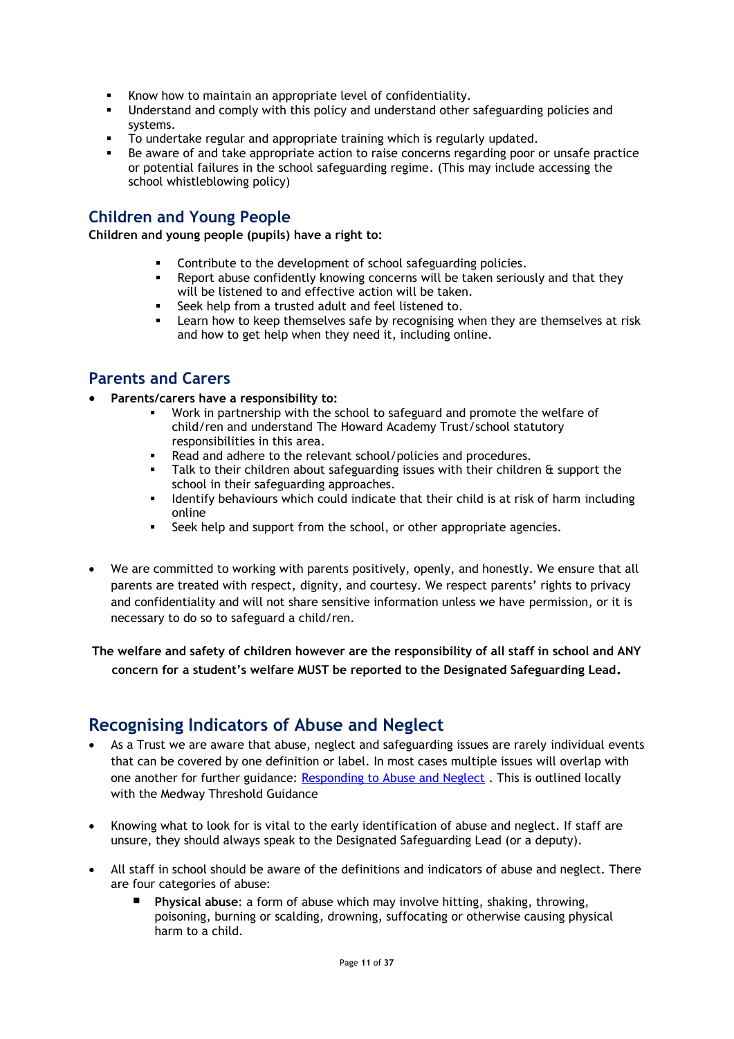- Know how to maintain an appropriate level of confidentiality.
- Understand and comply with this policy and understand other safeguarding policies and systems.
- To undertake regular and appropriate training which is regularly updated.
- Be aware of and take appropriate action to raise concerns regarding poor or unsafe practice or potential failures in the school safeguarding regime. (This may include accessing the school whistleblowing policy)

## Children and Young People

**Children and young people (pupils) have a right to:**

- Contribute to the development of school safeguarding policies.
- Report abuse confidently knowing concerns will be taken seriously and that they will be listened to and effective action will be taken.
- Seek help from a trusted adult and feel listened to.
- Learn how to keep themselves safe by recognising when they are themselves at risk and how to get help when they need it, including online.

## Parents and Carers

- **Parents/carers have a responsibility to:**
  - Work in partnership with the school to safeguard and promote the welfare of child/ren and understand The Howard Academy Trust/school statutory responsibilities in this area.
  - Read and adhere to the relevant school/policies and procedures.
  - Talk to their children about safeguarding issues with their children & support the school in their safeguarding approaches.
  - Identify behaviours which could indicate that their child is at risk of harm including online
  - Seek help and support from the school, or other appropriate agencies.

- We are committed to working with parents positively, openly, and honestly. We ensure that all parents are treated with respect, dignity, and courtesy. We respect parents' rights to privacy and confidentiality and will not share sensitive information unless we have permission, or it is necessary to do so to safeguard a child/ren.

**The welfare and safety of children however are the responsibility of all staff in school and ANY concern for a student's welfare MUST be reported to the Designated Safeguarding Lead.**

## Recognising Indicators of Abuse and Neglect

- As a Trust we are aware that abuse, neglect and safeguarding issues are rarely individual events that can be covered by one definition or label. In most cases multiple issues will overlap with one another for further guidance: [Responding to Abuse and Neglect](#) . This is outlined locally with the Medway Threshold Guidance

- Knowing what to look for is vital to the early identification of abuse and neglect. If staff are unsure, they should always speak to the Designated Safeguarding Lead (or a deputy).

- All staff in school should be aware of the definitions and indicators of abuse and neglect. There are four categories of abuse:
  - **Physical abuse**: a form of abuse which may involve hitting, shaking, throwing, poisoning, burning or scalding, drowning, suffocating or otherwise causing physical harm to a child.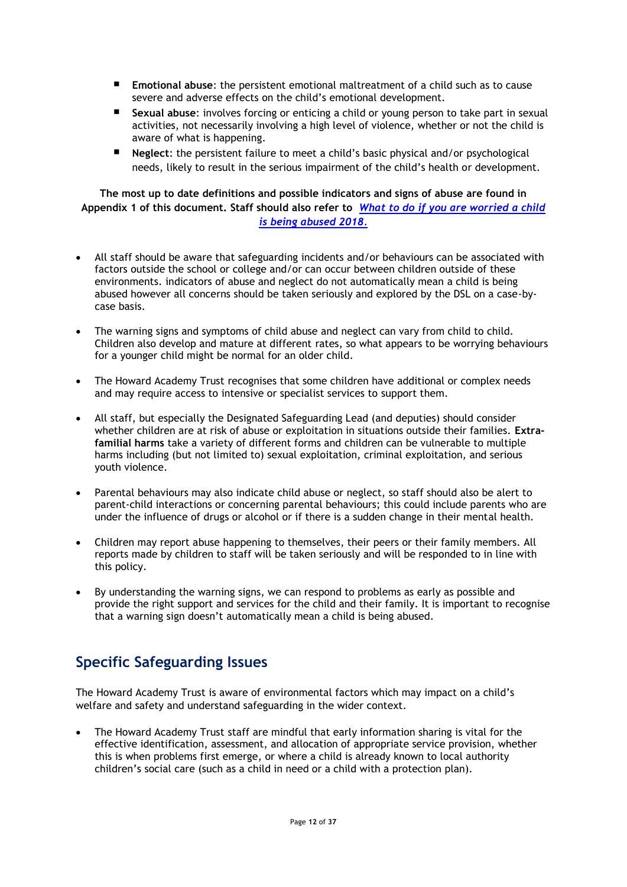- **Emotional abuse**: the persistent emotional maltreatment of a child such as to cause severe and adverse effects on the child's emotional development.
- **Sexual abuse**: involves forcing or enticing a child or young person to take part in sexual activities, not necessarily involving a high level of violence, whether or not the child is aware of what is happening.
- **Neglect**: the persistent failure to meet a child's basic physical and/or psychological needs, likely to result in the serious impairment of the child's health or development.

**The most up to date definitions and possible indicators and signs of abuse are found in Appendix 1 of this document. Staff should also refer to** ***[What to do if you are worried a child is being abused 2018.](#)***

- All staff should be aware that safeguarding incidents and/or behaviours can be associated with factors outside the school or college and/or can occur between children outside of these environments. indicators of abuse and neglect do not automatically mean a child is being abused however all concerns should be taken seriously and explored by the DSL on a case-by-case basis.

- The warning signs and symptoms of child abuse and neglect can vary from child to child. Children also develop and mature at different rates, so what appears to be worrying behaviours for a younger child might be normal for an older child.

- The Howard Academy Trust recognises that some children have additional or complex needs and may require access to intensive or specialist services to support them.

- All staff, but especially the Designated Safeguarding Lead (and deputies) should consider whether children are at risk of abuse or exploitation in situations outside their families. **Extra-familial harms** take a variety of different forms and children can be vulnerable to multiple harms including (but not limited to) sexual exploitation, criminal exploitation, and serious youth violence.

- Parental behaviours may also indicate child abuse or neglect, so staff should also be alert to parent-child interactions or concerning parental behaviours; this could include parents who are under the influence of drugs or alcohol or if there is a sudden change in their mental health.

- Children may report abuse happening to themselves, their peers or their family members. All reports made by children to staff will be taken seriously and will be responded to in line with this policy.

- By understanding the warning signs, we can respond to problems as early as possible and provide the right support and services for the child and their family. It is important to recognise that a warning sign doesn't automatically mean a child is being abused.

## Specific Safeguarding Issues

The Howard Academy Trust is aware of environmental factors which may impact on a child's welfare and safety and understand safeguarding in the wider context.

- The Howard Academy Trust staff are mindful that early information sharing is vital for the effective identification, assessment, and allocation of appropriate service provision, whether this is when problems first emerge, or where a child is already known to local authority children's social care (such as a child in need or a child with a protection plan).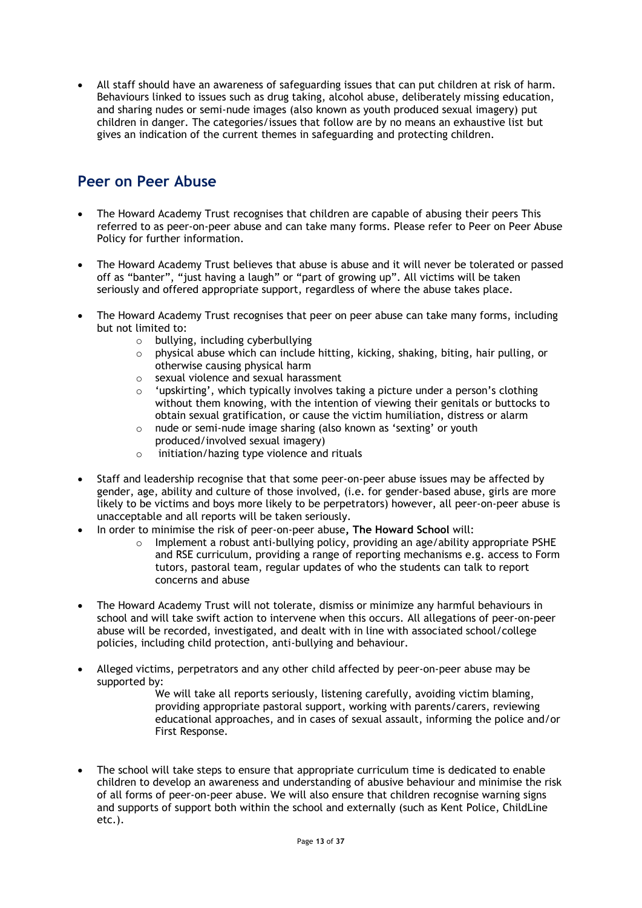- All staff should have an awareness of safeguarding issues that can put children at risk of harm. Behaviours linked to issues such as drug taking, alcohol abuse, deliberately missing education, and sharing nudes or semi-nude images (also known as youth produced sexual imagery) put children in danger. The categories/issues that follow are by no means an exhaustive list but gives an indication of the current themes in safeguarding and protecting children.

## Peer on Peer Abuse

- The Howard Academy Trust recognises that children are capable of abusing their peers This referred to as peer-on-peer abuse and can take many forms. Please refer to Peer on Peer Abuse Policy for further information.

- The Howard Academy Trust believes that abuse is abuse and it will never be tolerated or passed off as "banter", "just having a laugh" or "part of growing up". All victims will be taken seriously and offered appropriate support, regardless of where the abuse takes place.

- The Howard Academy Trust recognises that peer on peer abuse can take many forms, including but not limited to:
    - bullying, including cyberbullying
    - physical abuse which can include hitting, kicking, shaking, biting, hair pulling, or otherwise causing physical harm
    - sexual violence and sexual harassment
    - 'upskirting', which typically involves taking a picture under a person's clothing without them knowing, with the intention of viewing their genitals or buttocks to obtain sexual gratification, or cause the victim humiliation, distress or alarm
    - nude or semi-nude image sharing (also known as 'sexting' or youth produced/involved sexual imagery)
    - initiation/hazing type violence and rituals

- Staff and leadership recognise that that some peer-on-peer abuse issues may be affected by gender, age, ability and culture of those involved, (i.e. for gender-based abuse, girls are more likely to be victims and boys more likely to be perpetrators) however, all peer-on-peer abuse is unacceptable and all reports will be taken seriously.
- In order to minimise the risk of peer-on-peer abuse, **The Howard School** will:
    - Implement a robust anti-bullying policy, providing an age/ability appropriate PSHE and RSE curriculum, providing a range of reporting mechanisms e.g. access to Form tutors, pastoral team, regular updates of who the students can talk to report concerns and abuse

- The Howard Academy Trust will not tolerate, dismiss or minimize any harmful behaviours in school and will take swift action to intervene when this occurs. All allegations of peer-on-peer abuse will be recorded, investigated, and dealt with in line with associated school/college policies, including child protection, anti-bullying and behaviour.

- Alleged victims, perpetrators and any other child affected by peer-on-peer abuse may be supported by:

  We will take all reports seriously, listening carefully, avoiding victim blaming, providing appropriate pastoral support, working with parents/carers, reviewing educational approaches, and in cases of sexual assault, informing the police and/or First Response.

- The school will take steps to ensure that appropriate curriculum time is dedicated to enable children to develop an awareness and understanding of abusive behaviour and minimise the risk of all forms of peer-on-peer abuse. We will also ensure that children recognise warning signs and supports of support both within the school and externally (such as Kent Police, ChildLine etc.).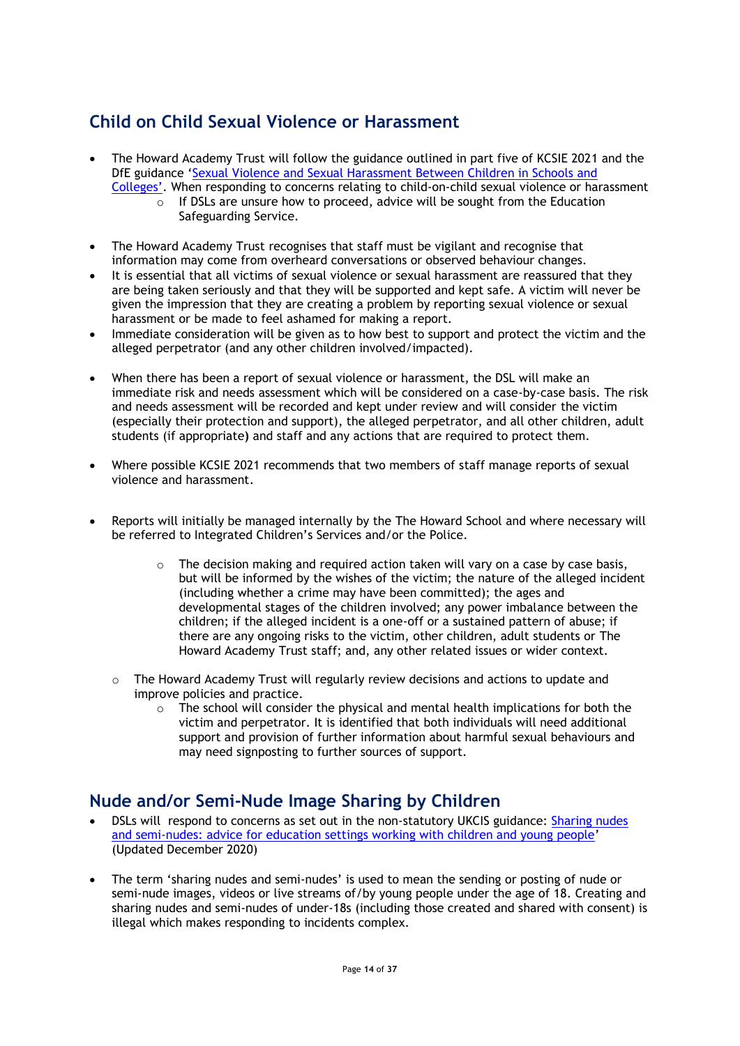## Child on Child Sexual Violence or Harassment

- The Howard Academy Trust will follow the guidance outlined in part five of KCSIE 2021 and the DfE guidance '[Sexual Violence and Sexual Harassment Between Children in Schools and Colleges](#)'. When responding to concerns relating to child-on-child sexual violence or harassment
    - If DSLs are unsure how to proceed, advice will be sought from the Education Safeguarding Service.
- The Howard Academy Trust recognises that staff must be vigilant and recognise that information may come from overheard conversations or observed behaviour changes.
- It is essential that all victims of sexual violence or sexual harassment are reassured that they are being taken seriously and that they will be supported and kept safe. A victim will never be given the impression that they are creating a problem by reporting sexual violence or sexual harassment or be made to feel ashamed for making a report.
- Immediate consideration will be given as to how best to support and protect the victim and the alleged perpetrator (and any other children involved/impacted).
- When there has been a report of sexual violence or harassment, the DSL will make an immediate risk and needs assessment which will be considered on a case-by-case basis. The risk and needs assessment will be recorded and kept under review and will consider the victim (especially their protection and support), the alleged perpetrator, and all other children, adult students (if appropriate) and staff and any actions that are required to protect them.
- Where possible KCSIE 2021 recommends that two members of staff manage reports of sexual violence and harassment.
- Reports will initially be managed internally by the The Howard School and where necessary will be referred to Integrated Children's Services and/or the Police.
    - The decision making and required action taken will vary on a case by case basis, but will be informed by the wishes of the victim; the nature of the alleged incident (including whether a crime may have been committed); the ages and developmental stages of the children involved; any power imbalance between the children; if the alleged incident is a one-off or a sustained pattern of abuse; if there are any ongoing risks to the victim, other children, adult students or The Howard Academy Trust staff; and, any other related issues or wider context.
    - The Howard Academy Trust will regularly review decisions and actions to update and improve policies and practice.
        - The school will consider the physical and mental health implications for both the victim and perpetrator. It is identified that both individuals will need additional support and provision of further information about harmful sexual behaviours and may need signposting to further sources of support.

## Nude and/or Semi-Nude Image Sharing by Children

- DSLs will respond to concerns as set out in the non-statutory UKCIS guidance: [Sharing nudes and semi-nudes: advice for education settings working with children and young people](#)' (Updated December 2020)
- The term 'sharing nudes and semi-nudes' is used to mean the sending or posting of nude or semi-nude images, videos or live streams of/by young people under the age of 18. Creating and sharing nudes and semi-nudes of under-18s (including those created and shared with consent) is illegal which makes responding to incidents complex.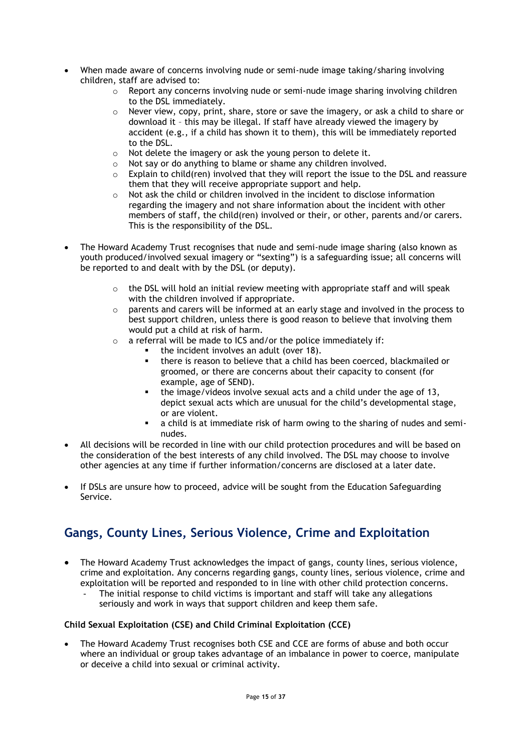- When made aware of concerns involving nude or semi-nude image taking/sharing involving children, staff are advised to:
    - Report any concerns involving nude or semi-nude image sharing involving children to the DSL immediately.
    - Never view, copy, print, share, store or save the imagery, or ask a child to share or download it – this may be illegal. If staff have already viewed the imagery by accident (e.g., if a child has shown it to them), this will be immediately reported to the DSL.
    - Not delete the imagery or ask the young person to delete it.
    - Not say or do anything to blame or shame any children involved.
    - Explain to child(ren) involved that they will report the issue to the DSL and reassure them that they will receive appropriate support and help.
    - Not ask the child or children involved in the incident to disclose information regarding the imagery and not share information about the incident with other members of staff, the child(ren) involved or their, or other, parents and/or carers. This is the responsibility of the DSL.

- The Howard Academy Trust recognises that nude and semi-nude image sharing (also known as youth produced/involved sexual imagery or "sexting") is a safeguarding issue; all concerns will be reported to and dealt with by the DSL (or deputy).

    - the DSL will hold an initial review meeting with appropriate staff and will speak with the children involved if appropriate.
    - parents and carers will be informed at an early stage and involved in the process to best support children, unless there is good reason to believe that involving them would put a child at risk of harm.
    - a referral will be made to ICS and/or the police immediately if:
        - the incident involves an adult (over 18).
        - there is reason to believe that a child has been coerced, blackmailed or groomed, or there are concerns about their capacity to consent (for example, age of SEND).
        - the image/videos involve sexual acts and a child under the age of 13, depict sexual acts which are unusual for the child's developmental stage, or are violent.
        - a child is at immediate risk of harm owing to the sharing of nudes and semi-nudes.
- All decisions will be recorded in line with our child protection procedures and will be based on the consideration of the best interests of any child involved. The DSL may choose to involve other agencies at any time if further information/concerns are disclosed at a later date.

- If DSLs are unsure how to proceed, advice will be sought from the Education Safeguarding Service.

## Gangs, County Lines, Serious Violence, Crime and Exploitation

- The Howard Academy Trust acknowledges the impact of gangs, county lines, serious violence, crime and exploitation. Any concerns regarding gangs, county lines, serious violence, crime and exploitation will be reported and responded to in line with other child protection concerns.
    - The initial response to child victims is important and staff will take any allegations seriously and work in ways that support children and keep them safe.

**Child Sexual Exploitation (CSE) and Child Criminal Exploitation (CCE)**

- The Howard Academy Trust recognises both CSE and CCE are forms of abuse and both occur where an individual or group takes advantage of an imbalance in power to coerce, manipulate or deceive a child into sexual or criminal activity.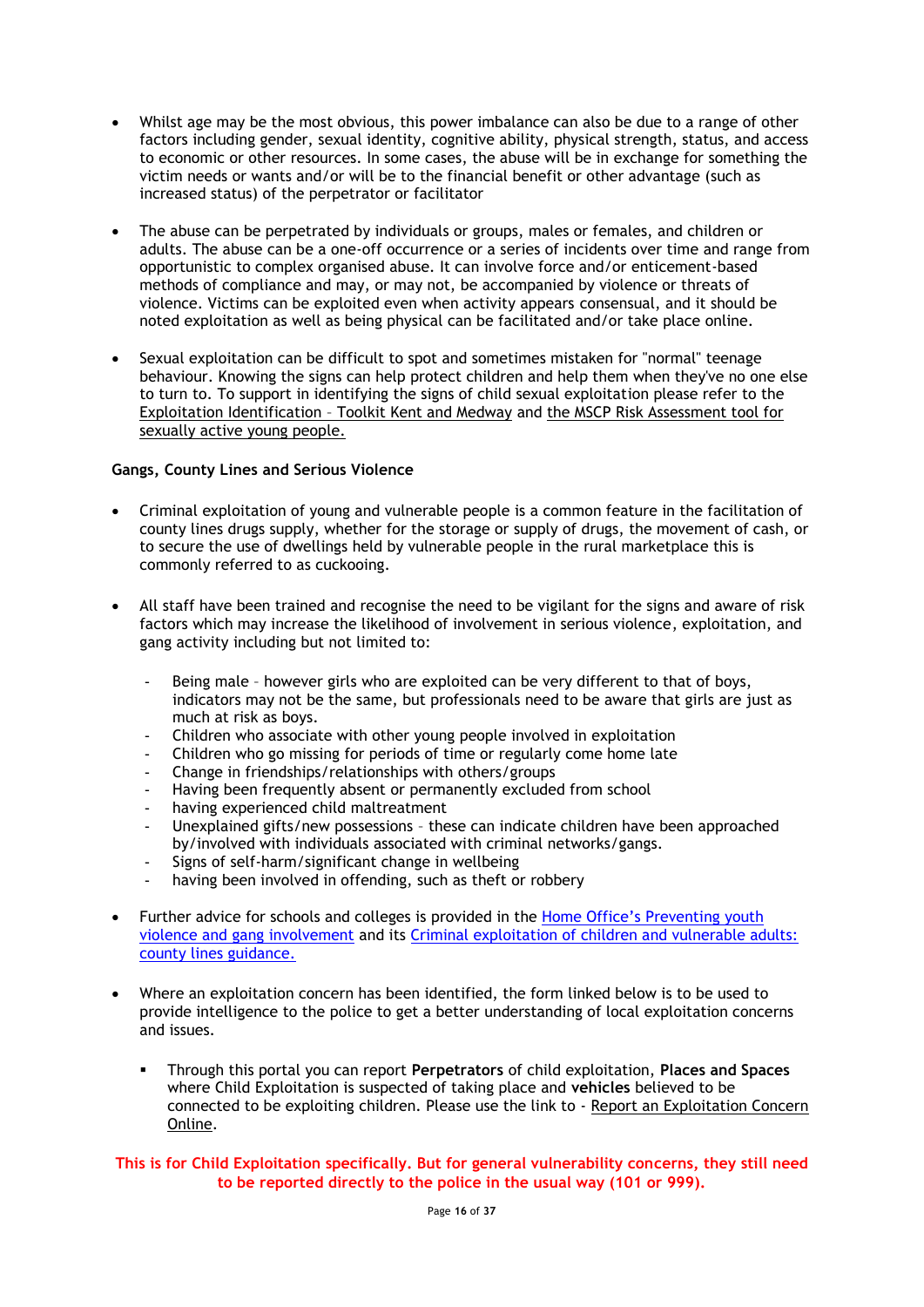- Whilst age may be the most obvious, this power imbalance can also be due to a range of other factors including gender, sexual identity, cognitive ability, physical strength, status, and access to economic or other resources. In some cases, the abuse will be in exchange for something the victim needs or wants and/or will be to the financial benefit or other advantage (such as increased status) of the perpetrator or facilitator

- The abuse can be perpetrated by individuals or groups, males or females, and children or adults. The abuse can be a one-off occurrence or a series of incidents over time and range from opportunistic to complex organised abuse. It can involve force and/or enticement-based methods of compliance and may, or may not, be accompanied by violence or threats of violence. Victims can be exploited even when activity appears consensual, and it should be noted exploitation as well as being physical can be facilitated and/or take place online.

- Sexual exploitation can be difficult to spot and sometimes mistaken for "normal" teenage behaviour. Knowing the signs can help protect children and help them when they've no one else to turn to. To support in identifying the signs of child sexual exploitation please refer to the Exploitation Identification – Toolkit Kent and Medway and the MSCP Risk Assessment tool for sexually active young people.

**Gangs, County Lines and Serious Violence**

- Criminal exploitation of young and vulnerable people is a common feature in the facilitation of county lines drugs supply, whether for the storage or supply of drugs, the movement of cash, or to secure the use of dwellings held by vulnerable people in the rural marketplace this is commonly referred to as cuckooing.

- All staff have been trained and recognise the need to be vigilant for the signs and aware of risk factors which may increase the likelihood of involvement in serious violence, exploitation, and gang activity including but not limited to:

  - Being male – however girls who are exploited can be very different to that of boys, indicators may not be the same, but professionals need to be aware that girls are just as much at risk as boys.
  - Children who associate with other young people involved in exploitation
  - Children who go missing for periods of time or regularly come home late
  - Change in friendships/relationships with others/groups
  - Having been frequently absent or permanently excluded from school
  - having experienced child maltreatment
  - Unexplained gifts/new possessions – these can indicate children have been approached by/involved with individuals associated with criminal networks/gangs.
  - Signs of self-harm/significant change in wellbeing
  - having been involved in offending, such as theft or robbery

- Further advice for schools and colleges is provided in the Home Office's Preventing youth violence and gang involvement and its Criminal exploitation of children and vulnerable adults: county lines guidance.

- Where an exploitation concern has been identified, the form linked below is to be used to provide intelligence to the police to get a better understanding of local exploitation concerns and issues.

  - Through this portal you can report **Perpetrators** of child exploitation, **Places and Spaces** where Child Exploitation is suspected of taking place and **vehicles** believed to be connected to be exploiting children. Please use the link to - Report an Exploitation Concern Online.

**This is for Child Exploitation specifically. But for general vulnerability concerns, they still need to be reported directly to the police in the usual way (101 or 999).**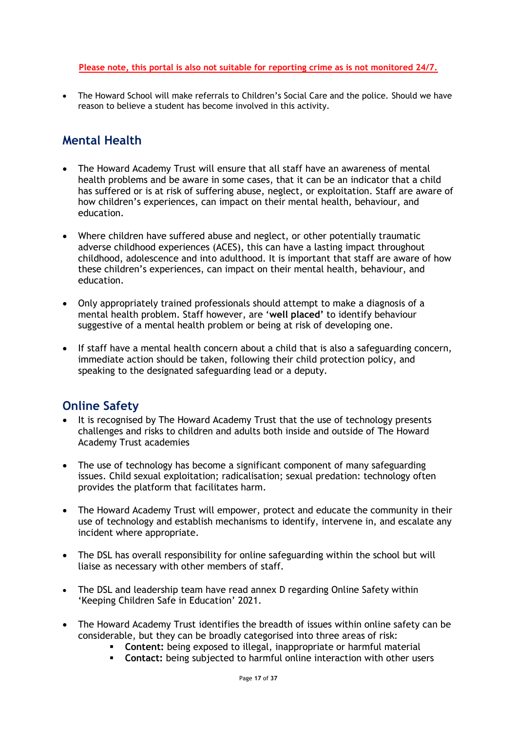**Please note, this portal is also not suitable for reporting crime as is not monitored 24/7.**

- The Howard School will make referrals to Children's Social Care and the police. Should we have reason to believe a student has become involved in this activity.

## Mental Health

- The Howard Academy Trust will ensure that all staff have an awareness of mental health problems and be aware in some cases, that it can be an indicator that a child has suffered or is at risk of suffering abuse, neglect, or exploitation. Staff are aware of how children's experiences, can impact on their mental health, behaviour, and education.

- Where children have suffered abuse and neglect, or other potentially traumatic adverse childhood experiences (ACES), this can have a lasting impact throughout childhood, adolescence and into adulthood. It is important that staff are aware of how these children's experiences, can impact on their mental health, behaviour, and education.

- Only appropriately trained professionals should attempt to make a diagnosis of a mental health problem. Staff however, are '**well placed**' to identify behaviour suggestive of a mental health problem or being at risk of developing one.

- If staff have a mental health concern about a child that is also a safeguarding concern, immediate action should be taken, following their child protection policy, and speaking to the designated safeguarding lead or a deputy.

## Online Safety

- It is recognised by The Howard Academy Trust that the use of technology presents challenges and risks to children and adults both inside and outside of The Howard Academy Trust academies

- The use of technology has become a significant component of many safeguarding issues. Child sexual exploitation; radicalisation; sexual predation: technology often provides the platform that facilitates harm.

- The Howard Academy Trust will empower, protect and educate the community in their use of technology and establish mechanisms to identify, intervene in, and escalate any incident where appropriate.

- The DSL has overall responsibility for online safeguarding within the school but will liaise as necessary with other members of staff.

- The DSL and leadership team have read annex D regarding Online Safety within 'Keeping Children Safe in Education' 2021.

- The Howard Academy Trust identifies the breadth of issues within online safety can be considerable, but they can be broadly categorised into three areas of risk:
  - **Content:** being exposed to illegal, inappropriate or harmful material
  - **Contact:** being subjected to harmful online interaction with other users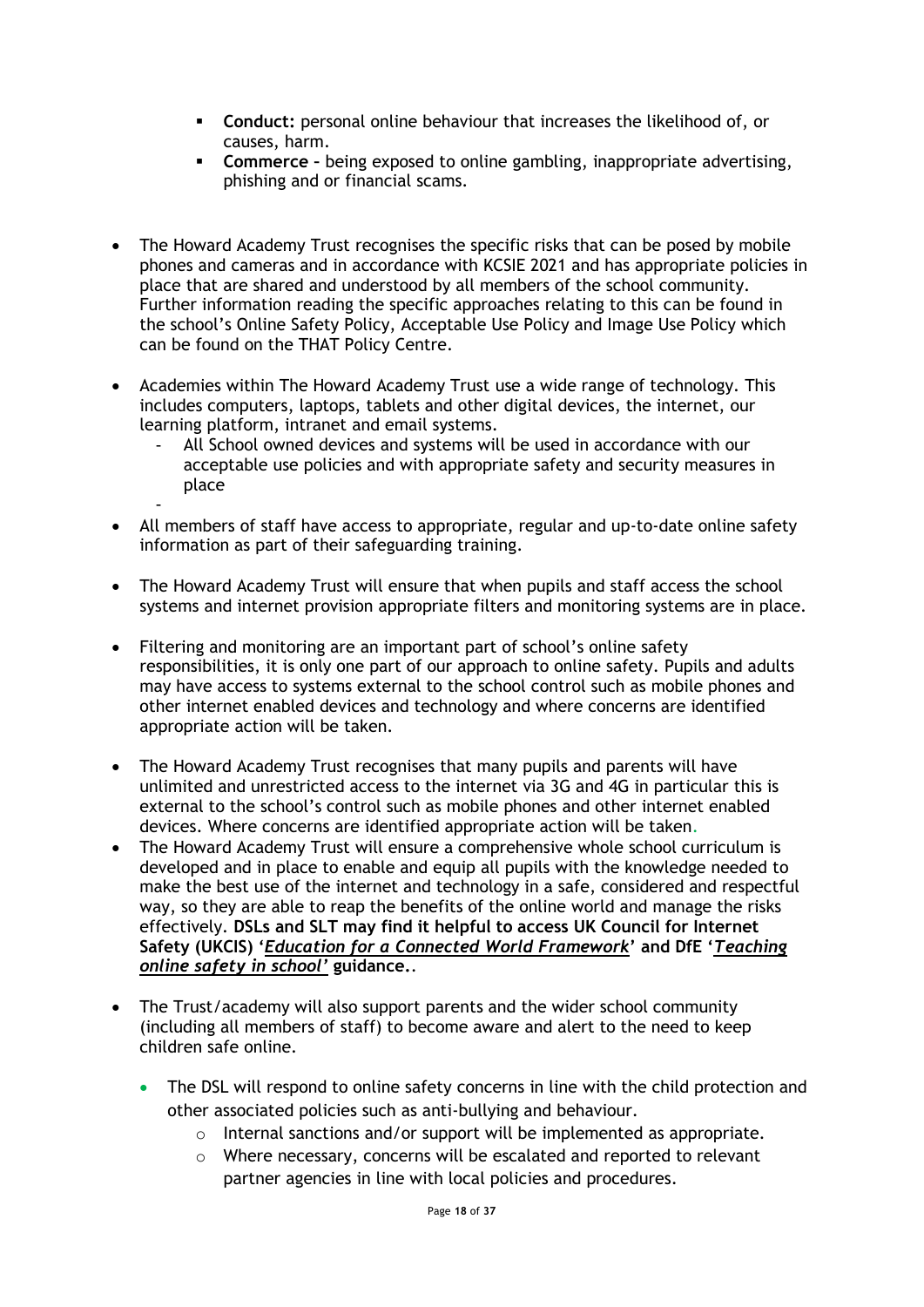- **Conduct:** personal online behaviour that increases the likelihood of, or causes, harm.
    - **Commerce** – being exposed to online gambling, inappropriate advertising, phishing and or financial scams.

- The Howard Academy Trust recognises the specific risks that can be posed by mobile phones and cameras and in accordance with KCSIE 2021 and has appropriate policies in place that are shared and understood by all members of the school community. Further information reading the specific approaches relating to this can be found in the school's Online Safety Policy, Acceptable Use Policy and Image Use Policy which can be found on the THAT Policy Centre.

- Academies within The Howard Academy Trust use a wide range of technology. This includes computers, laptops, tablets and other digital devices, the internet, our learning platform, intranet and email systems.
    - All School owned devices and systems will be used in accordance with our acceptable use policies and with appropriate safety and security measures in place
    -

- All members of staff have access to appropriate, regular and up-to-date online safety information as part of their safeguarding training.

- The Howard Academy Trust will ensure that when pupils and staff access the school systems and internet provision appropriate filters and monitoring systems are in place.

- Filtering and monitoring are an important part of school's online safety responsibilities, it is only one part of our approach to online safety. Pupils and adults may have access to systems external to the school control such as mobile phones and other internet enabled devices and technology and where concerns are identified appropriate action will be taken.

- The Howard Academy Trust recognises that many pupils and parents will have unlimited and unrestricted access to the internet via 3G and 4G in particular this is external to the school's control such as mobile phones and other internet enabled devices. Where concerns are identified appropriate action will be taken.
- The Howard Academy Trust will ensure a comprehensive whole school curriculum is developed and in place to enable and equip all pupils with the knowledge needed to make the best use of the internet and technology in a safe, considered and respectful way, so they are able to reap the benefits of the online world and manage the risks effectively. **DSLs and SLT may find it helpful to access UK Council for Internet Safety (UKCIS) '*Education for a Connected World Framework*' and DfE '*Teaching online safety in school'* guidance.**.

- The Trust/academy will also support parents and the wider school community (including all members of staff) to become aware and alert to the need to keep children safe online.

    - The DSL will respond to online safety concerns in line with the child protection and other associated policies such as anti-bullying and behaviour.
        - Internal sanctions and/or support will be implemented as appropriate.
        - Where necessary, concerns will be escalated and reported to relevant partner agencies in line with local policies and procedures.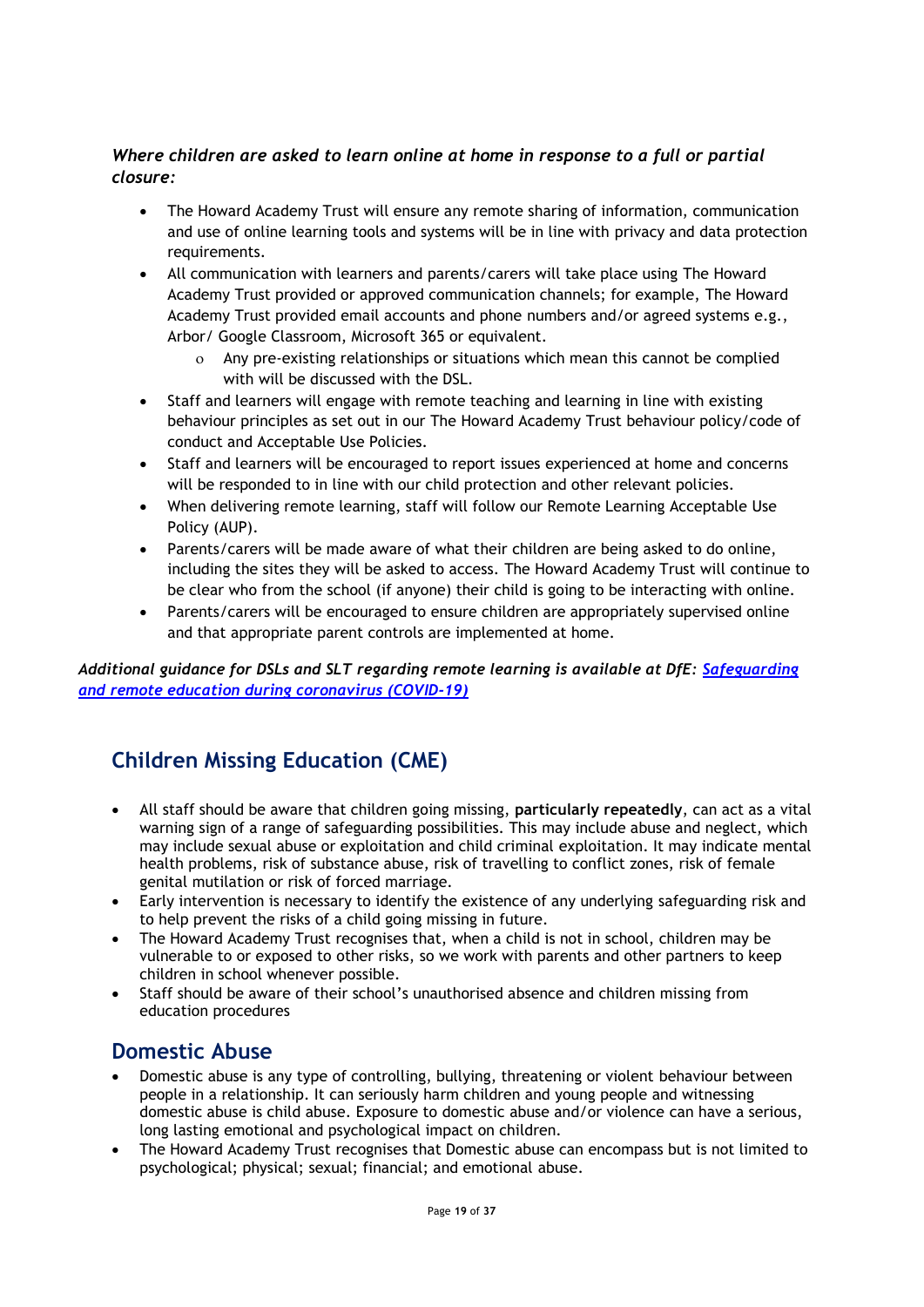*Where children are asked to learn online at home in response to a full or partial closure:*

- The Howard Academy Trust will ensure any remote sharing of information, communication and use of online learning tools and systems will be in line with privacy and data protection requirements.
- All communication with learners and parents/carers will take place using The Howard Academy Trust provided or approved communication channels; for example, The Howard Academy Trust provided email accounts and phone numbers and/or agreed systems e.g., Arbor/ Google Classroom, Microsoft 365 or equivalent.
  - Any pre-existing relationships or situations which mean this cannot be complied with will be discussed with the DSL.
- Staff and learners will engage with remote teaching and learning in line with existing behaviour principles as set out in our The Howard Academy Trust behaviour policy/code of conduct and Acceptable Use Policies.
- Staff and learners will be encouraged to report issues experienced at home and concerns will be responded to in line with our child protection and other relevant policies.
- When delivering remote learning, staff will follow our Remote Learning Acceptable Use Policy (AUP).
- Parents/carers will be made aware of what their children are being asked to do online, including the sites they will be asked to access. The Howard Academy Trust will continue to be clear who from the school (if anyone) their child is going to be interacting with online.
- Parents/carers will be encouraged to ensure children are appropriately supervised online and that appropriate parent controls are implemented at home.

***Additional guidance for DSLs and SLT regarding remote learning is available at DfE: [Safeguarding and remote education during coronavirus (COVID-19)]()***

## Children Missing Education (CME)

- All staff should be aware that children going missing, **particularly repeatedly**, can act as a vital warning sign of a range of safeguarding possibilities. This may include abuse and neglect, which may include sexual abuse or exploitation and child criminal exploitation. It may indicate mental health problems, risk of substance abuse, risk of travelling to conflict zones, risk of female genital mutilation or risk of forced marriage.
- Early intervention is necessary to identify the existence of any underlying safeguarding risk and to help prevent the risks of a child going missing in future.
- The Howard Academy Trust recognises that, when a child is not in school, children may be vulnerable to or exposed to other risks, so we work with parents and other partners to keep children in school whenever possible.
- Staff should be aware of their school's unauthorised absence and children missing from education procedures

## Domestic Abuse

- Domestic abuse is any type of controlling, bullying, threatening or violent behaviour between people in a relationship. It can seriously harm children and young people and witnessing domestic abuse is child abuse. Exposure to domestic abuse and/or violence can have a serious, long lasting emotional and psychological impact on children.
- The Howard Academy Trust recognises that Domestic abuse can encompass but is not limited to psychological; physical; sexual; financial; and emotional abuse.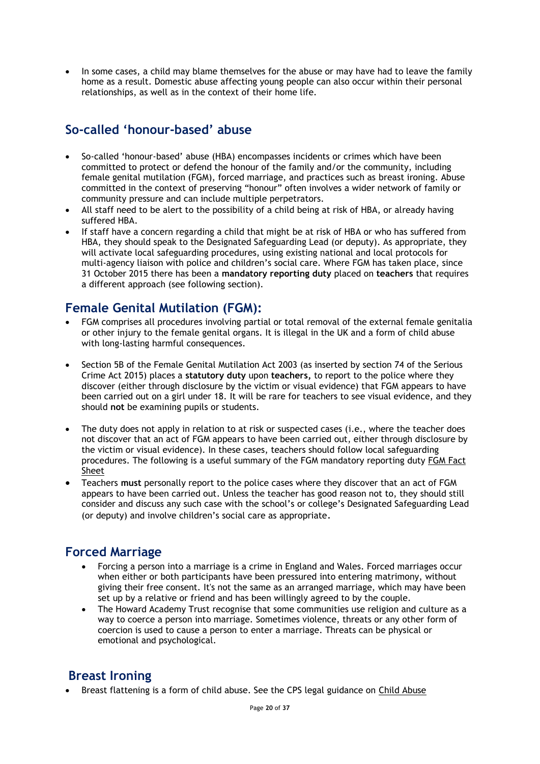- In some cases, a child may blame themselves for the abuse or may have had to leave the family home as a result. Domestic abuse affecting young people can also occur within their personal relationships, as well as in the context of their home life.

## So-called 'honour-based' abuse

- So-called 'honour-based' abuse (HBA) encompasses incidents or crimes which have been committed to protect or defend the honour of the family and/or the community, including female genital mutilation (FGM), forced marriage, and practices such as breast ironing. Abuse committed in the context of preserving "honour" often involves a wider network of family or community pressure and can include multiple perpetrators.
- All staff need to be alert to the possibility of a child being at risk of HBA, or already having suffered HBA.
- If staff have a concern regarding a child that might be at risk of HBA or who has suffered from HBA, they should speak to the Designated Safeguarding Lead (or deputy). As appropriate, they will activate local safeguarding procedures, using existing national and local protocols for multi-agency liaison with police and children's social care. Where FGM has taken place, since 31 October 2015 there has been a **mandatory reporting duty** placed on **teachers** that requires a different approach (see following section).

## Female Genital Mutilation (FGM):

- FGM comprises all procedures involving partial or total removal of the external female genitalia or other injury to the female genital organs. It is illegal in the UK and a form of child abuse with long-lasting harmful consequences.

- Section 5B of the Female Genital Mutilation Act 2003 (as inserted by section 74 of the Serious Crime Act 2015) places a **statutory duty** upon **teachers,** to report to the police where they discover (either through disclosure by the victim or visual evidence) that FGM appears to have been carried out on a girl under 18. It will be rare for teachers to see visual evidence, and they should **not** be examining pupils or students.

- The duty does not apply in relation to at risk or suspected cases (i.e., where the teacher does not discover that an act of FGM appears to have been carried out, either through disclosure by the victim or visual evidence). In these cases, teachers should follow local safeguarding procedures. The following is a useful summary of the FGM mandatory reporting duty FGM Fact Sheet
- Teachers **must** personally report to the police cases where they discover that an act of FGM appears to have been carried out. Unless the teacher has good reason not to, they should still consider and discuss any such case with the school's or college's Designated Safeguarding Lead (or deputy) and involve children's social care as appropriate.

## Forced Marriage

- Forcing a person into a marriage is a crime in England and Wales. Forced marriages occur when either or both participants have been pressured into entering matrimony, without giving their free consent. It's not the same as an arranged marriage, which may have been set up by a relative or friend and has been willingly agreed to by the couple.
- The Howard Academy Trust recognise that some communities use religion and culture as a way to coerce a person into marriage. Sometimes violence, threats or any other form of coercion is used to cause a person to enter a marriage. Threats can be physical or emotional and psychological.

## Breast Ironing

- Breast flattening is a form of child abuse. See the CPS legal guidance on Child Abuse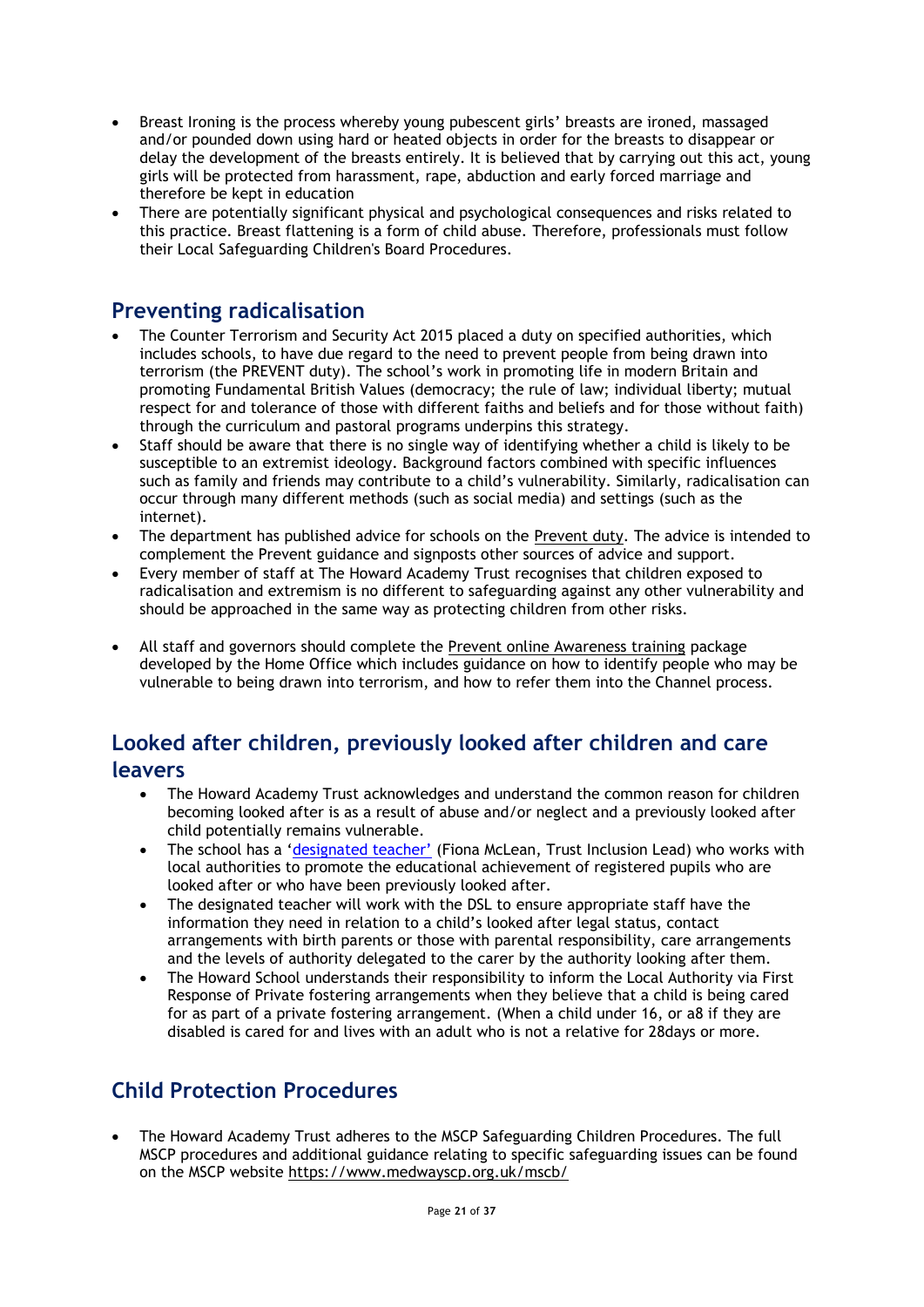- Breast Ironing is the process whereby young pubescent girls' breasts are ironed, massaged and/or pounded down using hard or heated objects in order for the breasts to disappear or delay the development of the breasts entirely. It is believed that by carrying out this act, young girls will be protected from harassment, rape, abduction and early forced marriage and therefore be kept in education
- There are potentially significant physical and psychological consequences and risks related to this practice. Breast flattening is a form of child abuse. Therefore, professionals must follow their Local Safeguarding Children's Board Procedures.

## Preventing radicalisation

- The Counter Terrorism and Security Act 2015 placed a duty on specified authorities, which includes schools, to have due regard to the need to prevent people from being drawn into terrorism (the PREVENT duty). The school's work in promoting life in modern Britain and promoting Fundamental British Values (democracy; the rule of law; individual liberty; mutual respect for and tolerance of those with different faiths and beliefs and for those without faith) through the curriculum and pastoral programs underpins this strategy.
- Staff should be aware that there is no single way of identifying whether a child is likely to be susceptible to an extremist ideology. Background factors combined with specific influences such as family and friends may contribute to a child's vulnerability. Similarly, radicalisation can occur through many different methods (such as social media) and settings (such as the internet).
- The department has published advice for schools on the Prevent duty. The advice is intended to complement the Prevent guidance and signposts other sources of advice and support.
- Every member of staff at The Howard Academy Trust recognises that children exposed to radicalisation and extremism is no different to safeguarding against any other vulnerability and should be approached in the same way as protecting children from other risks.
- All staff and governors should complete the Prevent online Awareness training package developed by the Home Office which includes guidance on how to identify people who may be vulnerable to being drawn into terrorism, and how to refer them into the Channel process.

## Looked after children, previously looked after children and care leavers

- The Howard Academy Trust acknowledges and understand the common reason for children becoming looked after is as a result of abuse and/or neglect and a previously looked after child potentially remains vulnerable.
- The school has a 'designated teacher' (Fiona McLean, Trust Inclusion Lead) who works with local authorities to promote the educational achievement of registered pupils who are looked after or who have been previously looked after.
- The designated teacher will work with the DSL to ensure appropriate staff have the information they need in relation to a child's looked after legal status, contact arrangements with birth parents or those with parental responsibility, care arrangements and the levels of authority delegated to the carer by the authority looking after them.
- The Howard School understands their responsibility to inform the Local Authority via First Response of Private fostering arrangements when they believe that a child is being cared for as part of a private fostering arrangement. (When a child under 16, or a8 if they are disabled is cared for and lives with an adult who is not a relative for 28days or more.

## Child Protection Procedures

- The Howard Academy Trust adheres to the MSCP Safeguarding Children Procedures. The full MSCP procedures and additional guidance relating to specific safeguarding issues can be found on the MSCP website https://www.medwayscp.org.uk/mscb/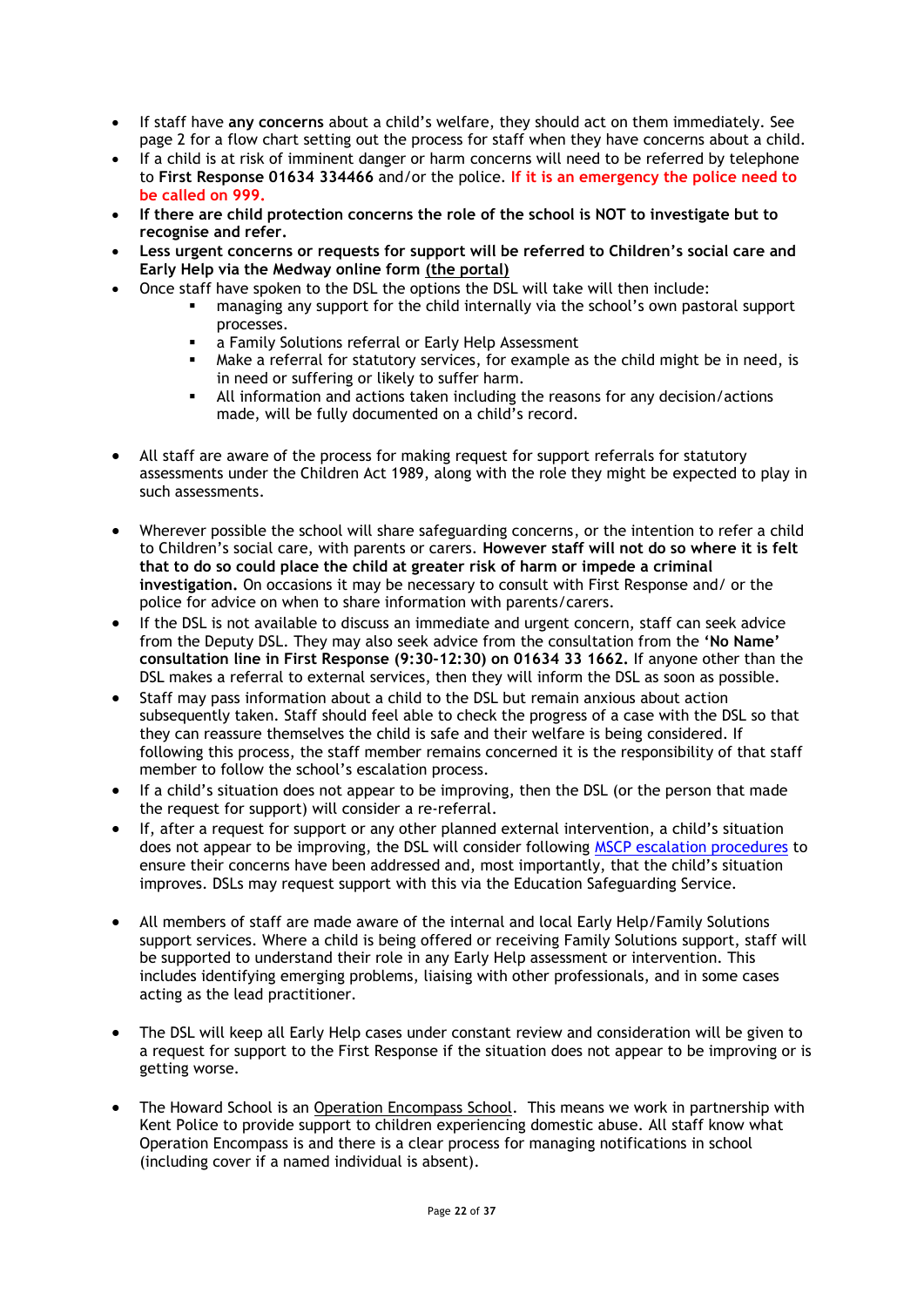- If staff have **any concerns** about a child's welfare, they should act on them immediately. See page 2 for a flow chart setting out the process for staff when they have concerns about a child.
- If a child is at risk of imminent danger or harm concerns will need to be referred by telephone to **First Response 01634 334466** and/or the police. **If it is an emergency the police need to be called on 999.**
- **If there are child protection concerns the role of the school is NOT to investigate but to recognise and refer.**
- **Less urgent concerns or requests for support will be referred to Children's social care and Early Help via the Medway online form (the portal)**
- Once staff have spoken to the DSL the options the DSL will take will then include:
  - managing any support for the child internally via the school's own pastoral support processes.
  - a Family Solutions referral or Early Help Assessment
  - Make a referral for statutory services, for example as the child might be in need, is in need or suffering or likely to suffer harm.
  - All information and actions taken including the reasons for any decision/actions made, will be fully documented on a child's record.

- All staff are aware of the process for making request for support referrals for statutory assessments under the Children Act 1989, along with the role they might be expected to play in such assessments.

- Wherever possible the school will share safeguarding concerns, or the intention to refer a child to Children's social care, with parents or carers. **However staff will not do so where it is felt that to do so could place the child at greater risk of harm or impede a criminal investigation.** On occasions it may be necessary to consult with First Response and/ or the police for advice on when to share information with parents/carers.
- If the DSL is not available to discuss an immediate and urgent concern, staff can seek advice from the Deputy DSL. They may also seek advice from the consultation from the **'No Name' consultation line in First Response (9:30-12:30) on 01634 33 1662.** If anyone other than the DSL makes a referral to external services, then they will inform the DSL as soon as possible.
- Staff may pass information about a child to the DSL but remain anxious about action subsequently taken. Staff should feel able to check the progress of a case with the DSL so that they can reassure themselves the child is safe and their welfare is being considered. If following this process, the staff member remains concerned it is the responsibility of that staff member to follow the school's escalation process.
- If a child's situation does not appear to be improving, then the DSL (or the person that made the request for support) will consider a re-referral.
- If, after a request for support or any other planned external intervention, a child's situation does not appear to be improving, the DSL will consider following MSCP escalation procedures to ensure their concerns have been addressed and, most importantly, that the child's situation improves. DSLs may request support with this via the Education Safeguarding Service.

- All members of staff are made aware of the internal and local Early Help/Family Solutions support services. Where a child is being offered or receiving Family Solutions support, staff will be supported to understand their role in any Early Help assessment or intervention. This includes identifying emerging problems, liaising with other professionals, and in some cases acting as the lead practitioner.

- The DSL will keep all Early Help cases under constant review and consideration will be given to a request for support to the First Response if the situation does not appear to be improving or is getting worse.

- The Howard School is an Operation Encompass School. This means we work in partnership with Kent Police to provide support to children experiencing domestic abuse. All staff know what Operation Encompass is and there is a clear process for managing notifications in school (including cover if a named individual is absent).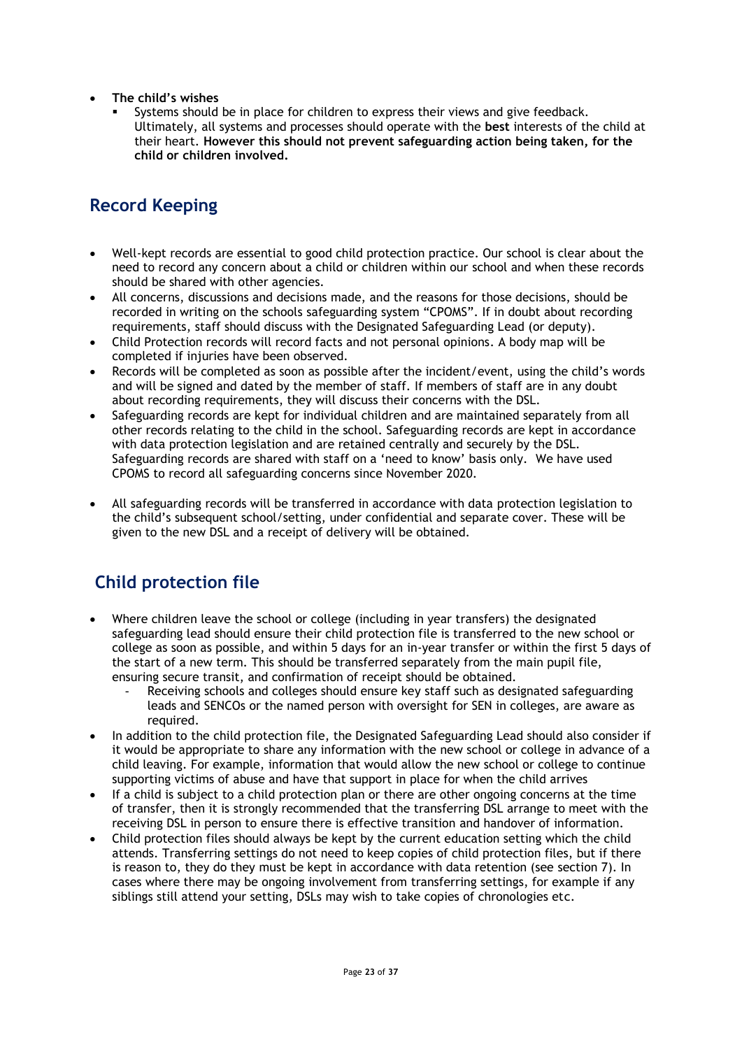- **The child's wishes**
  - Systems should be in place for children to express their views and give feedback. Ultimately, all systems and processes should operate with the **best** interests of the child at their heart. **However this should not prevent safeguarding action being taken, for the child or children involved.**

## Record Keeping

- Well-kept records are essential to good child protection practice. Our school is clear about the need to record any concern about a child or children within our school and when these records should be shared with other agencies.
- All concerns, discussions and decisions made, and the reasons for those decisions, should be recorded in writing on the schools safeguarding system "CPOMS". If in doubt about recording requirements, staff should discuss with the Designated Safeguarding Lead (or deputy).
- Child Protection records will record facts and not personal opinions. A body map will be completed if injuries have been observed.
- Records will be completed as soon as possible after the incident/event, using the child's words and will be signed and dated by the member of staff. If members of staff are in any doubt about recording requirements, they will discuss their concerns with the DSL.
- Safeguarding records are kept for individual children and are maintained separately from all other records relating to the child in the school. Safeguarding records are kept in accordance with data protection legislation and are retained centrally and securely by the DSL. Safeguarding records are shared with staff on a 'need to know' basis only. We have used CPOMS to record all safeguarding concerns since November 2020.
- All safeguarding records will be transferred in accordance with data protection legislation to the child's subsequent school/setting, under confidential and separate cover. These will be given to the new DSL and a receipt of delivery will be obtained.

## Child protection file

- Where children leave the school or college (including in year transfers) the designated safeguarding lead should ensure their child protection file is transferred to the new school or college as soon as possible, and within 5 days for an in-year transfer or within the first 5 days of the start of a new term. This should be transferred separately from the main pupil file, ensuring secure transit, and confirmation of receipt should be obtained.
  - Receiving schools and colleges should ensure key staff such as designated safeguarding leads and SENCOs or the named person with oversight for SEN in colleges, are aware as required.
- In addition to the child protection file, the Designated Safeguarding Lead should also consider if it would be appropriate to share any information with the new school or college in advance of a child leaving. For example, information that would allow the new school or college to continue supporting victims of abuse and have that support in place for when the child arrives
- If a child is subject to a child protection plan or there are other ongoing concerns at the time of transfer, then it is strongly recommended that the transferring DSL arrange to meet with the receiving DSL in person to ensure there is effective transition and handover of information.
- Child protection files should always be kept by the current education setting which the child attends. Transferring settings do not need to keep copies of child protection files, but if there is reason to, they do they must be kept in accordance with data retention (see section 7). In cases where there may be ongoing involvement from transferring settings, for example if any siblings still attend your setting, DSLs may wish to take copies of chronologies etc.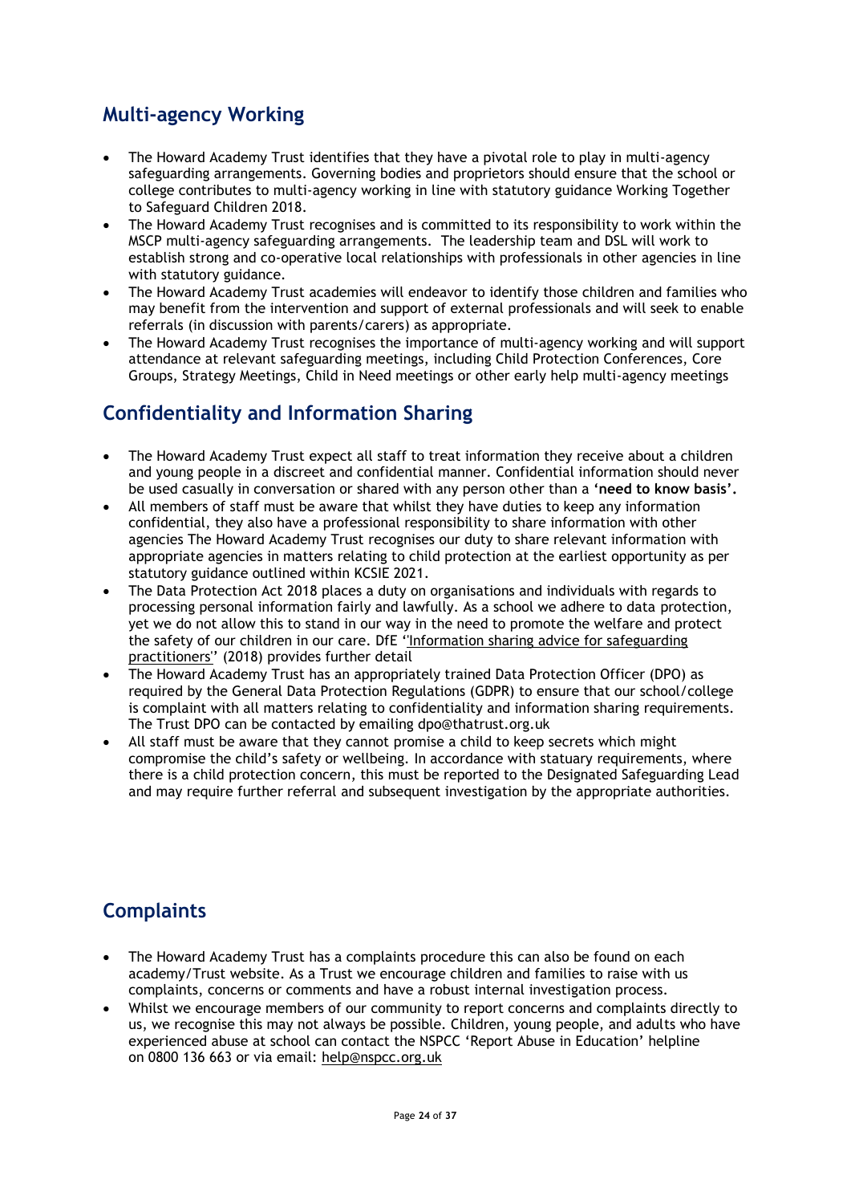## Multi-agency Working

- The Howard Academy Trust identifies that they have a pivotal role to play in multi-agency safeguarding arrangements. Governing bodies and proprietors should ensure that the school or college contributes to multi-agency working in line with statutory guidance Working Together to Safeguard Children 2018.
- The Howard Academy Trust recognises and is committed to its responsibility to work within the MSCP multi-agency safeguarding arrangements. The leadership team and DSL will work to establish strong and co-operative local relationships with professionals in other agencies in line with statutory guidance.
- The Howard Academy Trust academies will endeavor to identify those children and families who may benefit from the intervention and support of external professionals and will seek to enable referrals (in discussion with parents/carers) as appropriate.
- The Howard Academy Trust recognises the importance of multi-agency working and will support attendance at relevant safeguarding meetings, including Child Protection Conferences, Core Groups, Strategy Meetings, Child in Need meetings or other early help multi-agency meetings

## Confidentiality and Information Sharing

- The Howard Academy Trust expect all staff to treat information they receive about a children and young people in a discreet and confidential manner. Confidential information should never be used casually in conversation or shared with any person other than a **'need to know basis'.**
- All members of staff must be aware that whilst they have duties to keep any information confidential, they also have a professional responsibility to share information with other agencies The Howard Academy Trust recognises our duty to share relevant information with appropriate agencies in matters relating to child protection at the earliest opportunity as per statutory guidance outlined within KCSIE 2021.
- The Data Protection Act 2018 places a duty on organisations and individuals with regards to processing personal information fairly and lawfully. As a school we adhere to data protection, yet we do not allow this to stand in our way in the need to promote the welfare and protect the safety of our children in our care. DfE ''Information sharing advice for safeguarding practitioners'' (2018) provides further detail
- The Howard Academy Trust has an appropriately trained Data Protection Officer (DPO) as required by the General Data Protection Regulations (GDPR) to ensure that our school/college is complaint with all matters relating to confidentiality and information sharing requirements. The Trust DPO can be contacted by emailing dpo@thatrust.org.uk
- All staff must be aware that they cannot promise a child to keep secrets which might compromise the child's safety or wellbeing. In accordance with statuary requirements, where there is a child protection concern, this must be reported to the Designated Safeguarding Lead and may require further referral and subsequent investigation by the appropriate authorities.

## Complaints

- The Howard Academy Trust has a complaints procedure this can also be found on each academy/Trust website. As a Trust we encourage children and families to raise with us complaints, concerns or comments and have a robust internal investigation process.
- Whilst we encourage members of our community to report concerns and complaints directly to us, we recognise this may not always be possible. Children, young people, and adults who have experienced abuse at school can contact the NSPCC 'Report Abuse in Education' helpline on 0800 136 663 or via email: help@nspcc.org.uk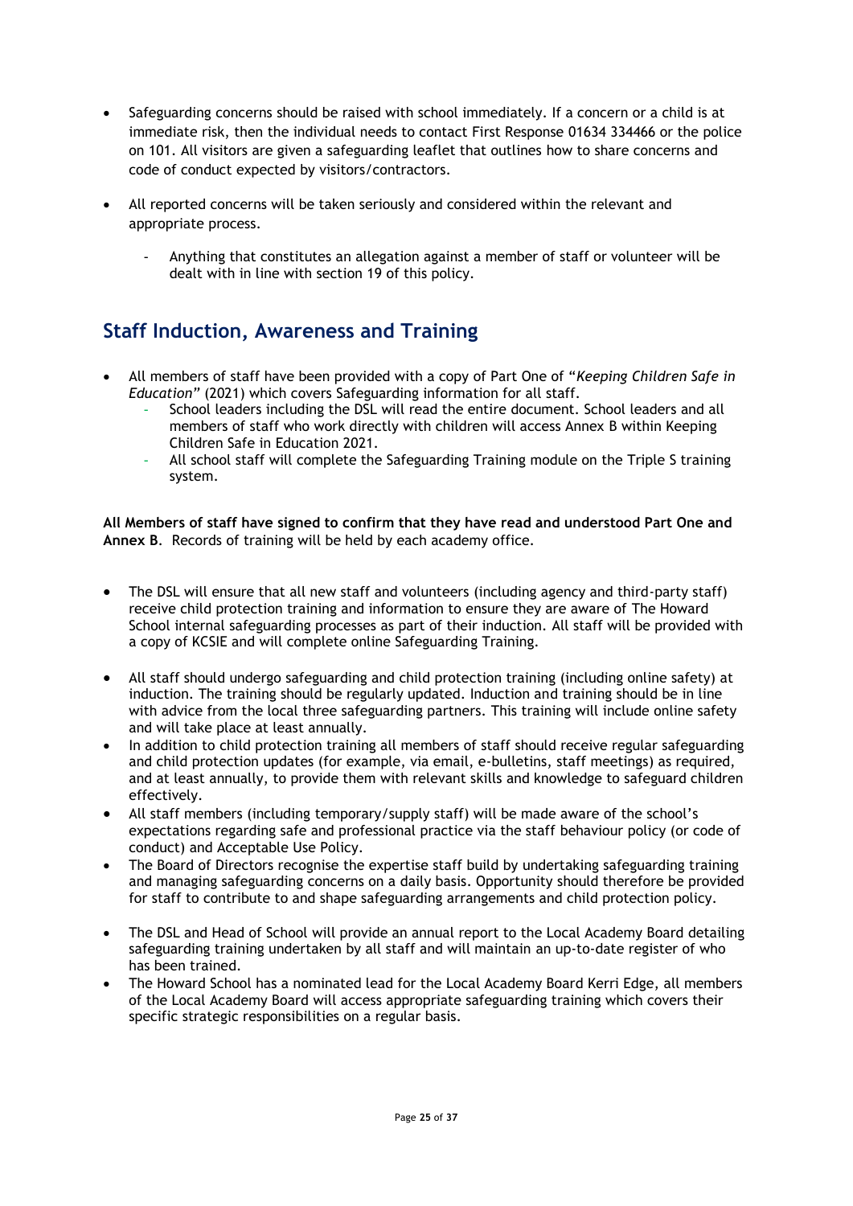- Safeguarding concerns should be raised with school immediately. If a concern or a child is at immediate risk, then the individual needs to contact First Response 01634 334466 or the police on 101. All visitors are given a safeguarding leaflet that outlines how to share concerns and code of conduct expected by visitors/contractors.

- All reported concerns will be taken seriously and considered within the relevant and appropriate process.
  - Anything that constitutes an allegation against a member of staff or volunteer will be dealt with in line with section 19 of this policy.

## Staff Induction, Awareness and Training

- All members of staff have been provided with a copy of Part One of "*Keeping Children Safe in Education*" (2021) which covers Safeguarding information for all staff.
  - School leaders including the DSL will read the entire document. School leaders and all members of staff who work directly with children will access Annex B within Keeping Children Safe in Education 2021.
  - All school staff will complete the Safeguarding Training module on the Triple S training system.

**All Members of staff have signed to confirm that they have read and understood Part One and Annex B**. Records of training will be held by each academy office.

- The DSL will ensure that all new staff and volunteers (including agency and third-party staff) receive child protection training and information to ensure they are aware of The Howard School internal safeguarding processes as part of their induction. All staff will be provided with a copy of KCSIE and will complete online Safeguarding Training.

- All staff should undergo safeguarding and child protection training (including online safety) at induction. The training should be regularly updated. Induction and training should be in line with advice from the local three safeguarding partners. This training will include online safety and will take place at least annually.
- In addition to child protection training all members of staff should receive regular safeguarding and child protection updates (for example, via email, e-bulletins, staff meetings) as required, and at least annually, to provide them with relevant skills and knowledge to safeguard children effectively.
- All staff members (including temporary/supply staff) will be made aware of the school's expectations regarding safe and professional practice via the staff behaviour policy (or code of conduct) and Acceptable Use Policy.
- The Board of Directors recognise the expertise staff build by undertaking safeguarding training and managing safeguarding concerns on a daily basis. Opportunity should therefore be provided for staff to contribute to and shape safeguarding arrangements and child protection policy.

- The DSL and Head of School will provide an annual report to the Local Academy Board detailing safeguarding training undertaken by all staff and will maintain an up-to-date register of who has been trained.
- The Howard School has a nominated lead for the Local Academy Board Kerri Edge, all members of the Local Academy Board will access appropriate safeguarding training which covers their specific strategic responsibilities on a regular basis.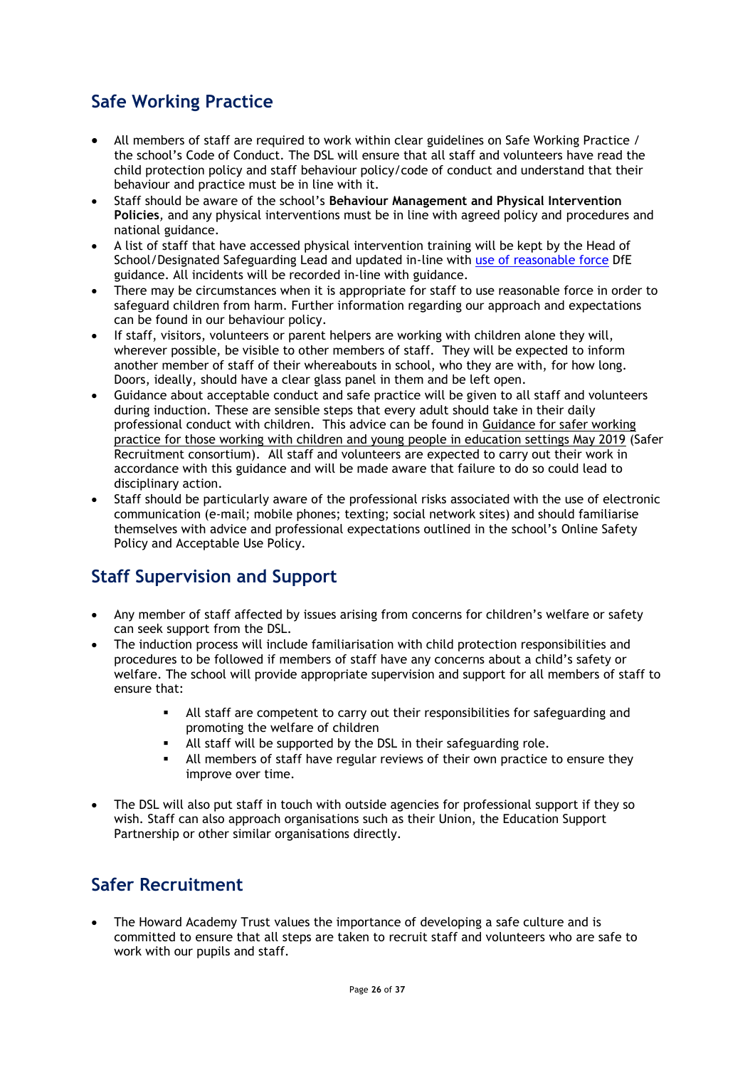## Safe Working Practice

- All members of staff are required to work within clear guidelines on Safe Working Practice / the school's Code of Conduct. The DSL will ensure that all staff and volunteers have read the child protection policy and staff behaviour policy/code of conduct and understand that their behaviour and practice must be in line with it.
- Staff should be aware of the school's **Behaviour Management and Physical Intervention Policies**, and any physical interventions must be in line with agreed policy and procedures and national guidance.
- A list of staff that have accessed physical intervention training will be kept by the Head of School/Designated Safeguarding Lead and updated in-line with use of reasonable force DfE guidance. All incidents will be recorded in-line with guidance.
- There may be circumstances when it is appropriate for staff to use reasonable force in order to safeguard children from harm. Further information regarding our approach and expectations can be found in our behaviour policy.
- If staff, visitors, volunteers or parent helpers are working with children alone they will, wherever possible, be visible to other members of staff. They will be expected to inform another member of staff of their whereabouts in school, who they are with, for how long. Doors, ideally, should have a clear glass panel in them and be left open.
- Guidance about acceptable conduct and safe practice will be given to all staff and volunteers during induction. These are sensible steps that every adult should take in their daily professional conduct with children. This advice can be found in Guidance for safer working practice for those working with children and young people in education settings May 2019 (Safer Recruitment consortium). All staff and volunteers are expected to carry out their work in accordance with this guidance and will be made aware that failure to do so could lead to disciplinary action.
- Staff should be particularly aware of the professional risks associated with the use of electronic communication (e-mail; mobile phones; texting; social network sites) and should familiarise themselves with advice and professional expectations outlined in the school's Online Safety Policy and Acceptable Use Policy.

## Staff Supervision and Support

- Any member of staff affected by issues arising from concerns for children's welfare or safety can seek support from the DSL.
- The induction process will include familiarisation with child protection responsibilities and procedures to be followed if members of staff have any concerns about a child's safety or welfare. The school will provide appropriate supervision and support for all members of staff to ensure that:
  - All staff are competent to carry out their responsibilities for safeguarding and promoting the welfare of children
  - All staff will be supported by the DSL in their safeguarding role.
  - All members of staff have regular reviews of their own practice to ensure they improve over time.
- The DSL will also put staff in touch with outside agencies for professional support if they so wish. Staff can also approach organisations such as their Union, the Education Support Partnership or other similar organisations directly.

## Safer Recruitment

- The Howard Academy Trust values the importance of developing a safe culture and is committed to ensure that all steps are taken to recruit staff and volunteers who are safe to work with our pupils and staff.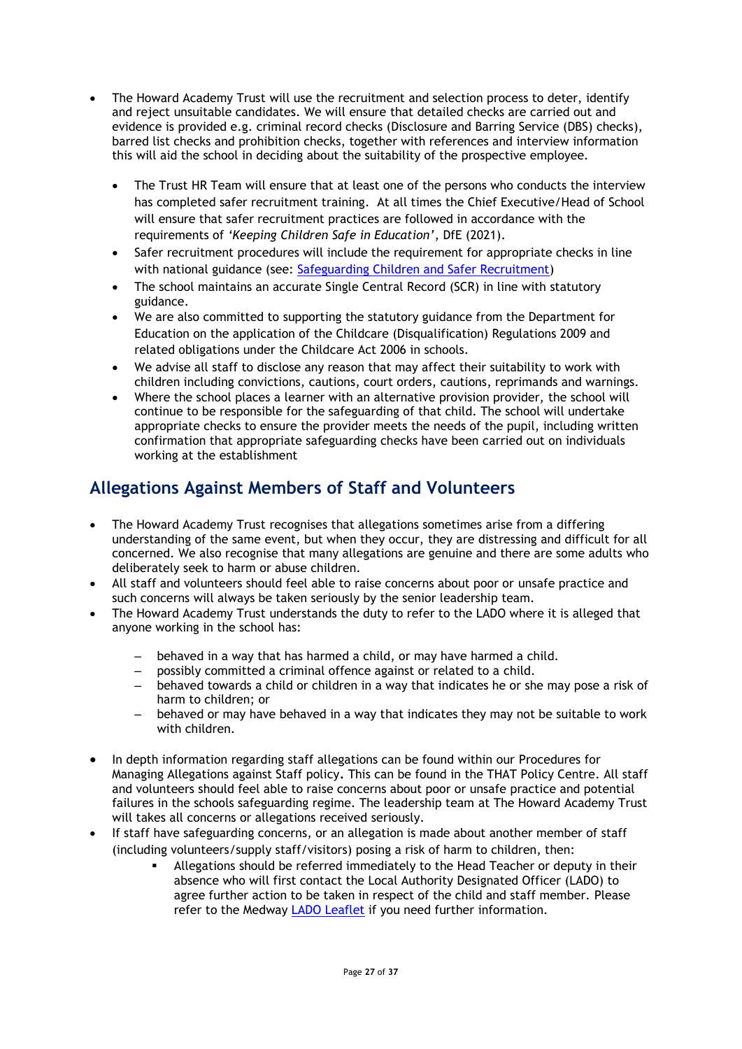- The Howard Academy Trust will use the recruitment and selection process to deter, identify and reject unsuitable candidates. We will ensure that detailed checks are carried out and evidence is provided e.g. criminal record checks (Disclosure and Barring Service (DBS) checks), barred list checks and prohibition checks, together with references and interview information this will aid the school in deciding about the suitability of the prospective employee.
  - The Trust HR Team will ensure that at least one of the persons who conducts the interview has completed safer recruitment training. At all times the Chief Executive/Head of School will ensure that safer recruitment practices are followed in accordance with the requirements of *'Keeping Children Safe in Education'*, DfE (2021).
  - Safer recruitment procedures will include the requirement for appropriate checks in line with national guidance (see: [Safeguarding Children and Safer Recruitment](#))
  - The school maintains an accurate Single Central Record (SCR) in line with statutory guidance.
  - We are also committed to supporting the statutory guidance from the Department for Education on the application of the Childcare (Disqualification) Regulations 2009 and related obligations under the Childcare Act 2006 in schools.
  - We advise all staff to disclose any reason that may affect their suitability to work with children including convictions, cautions, court orders, cautions, reprimands and warnings.
  - Where the school places a learner with an alternative provision provider, the school will continue to be responsible for the safeguarding of that child. The school will undertake appropriate checks to ensure the provider meets the needs of the pupil, including written confirmation that appropriate safeguarding checks have been carried out on individuals working at the establishment

## Allegations Against Members of Staff and Volunteers

- The Howard Academy Trust recognises that allegations sometimes arise from a differing understanding of the same event, but when they occur, they are distressing and difficult for all concerned. We also recognise that many allegations are genuine and there are some adults who deliberately seek to harm or abuse children.
- All staff and volunteers should feel able to raise concerns about poor or unsafe practice and such concerns will always be taken seriously by the senior leadership team.
- The Howard Academy Trust understands the duty to refer to the LADO where it is alleged that anyone working in the school has:
  - behaved in a way that has harmed a child, or may have harmed a child.
  - possibly committed a criminal offence against or related to a child.
  - behaved towards a child or children in a way that indicates he or she may pose a risk of harm to children; or
  - behaved or may have behaved in a way that indicates they may not be suitable to work with children.
- In depth information regarding staff allegations can be found within our Procedures for Managing Allegations against Staff policy**.** This can be found in the THAT Policy Centre. All staff and volunteers should feel able to raise concerns about poor or unsafe practice and potential failures in the schools safeguarding regime. The leadership team at The Howard Academy Trust will takes all concerns or allegations received seriously.
- If staff have safeguarding concerns, or an allegation is made about another member of staff (including volunteers/supply staff/visitors) posing a risk of harm to children, then:
  - Allegations should be referred immediately to the Head Teacher or deputy in their absence who will first contact the Local Authority Designated Officer (LADO) to agree further action to be taken in respect of the child and staff member. Please refer to the Medway [LADO Leaflet](#) if you need further information.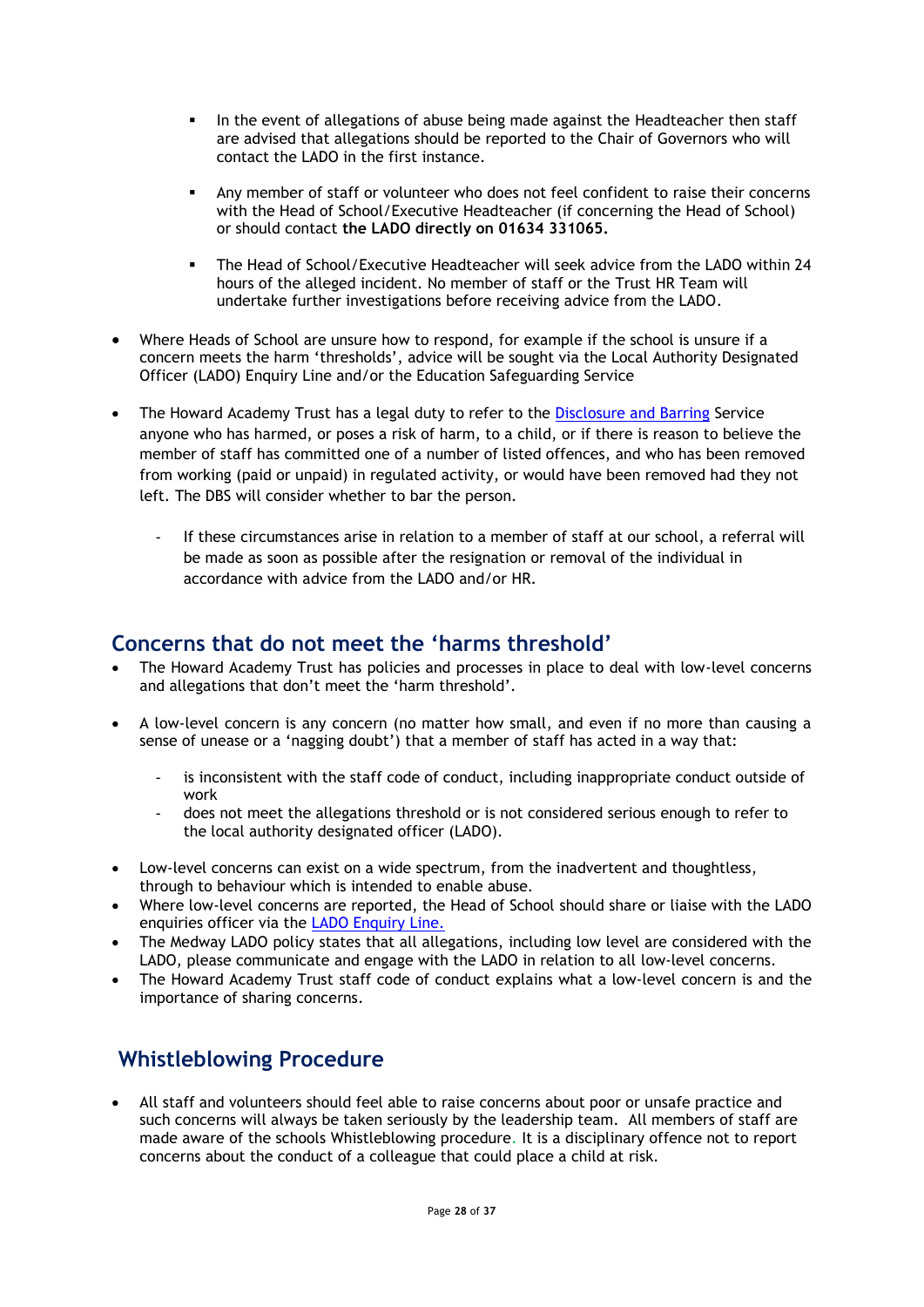- In the event of allegations of abuse being made against the Headteacher then staff are advised that allegations should be reported to the Chair of Governors who will contact the LADO in the first instance.

    - Any member of staff or volunteer who does not feel confident to raise their concerns with the Head of School/Executive Headteacher (if concerning the Head of School) or should contact **the LADO directly on 01634 331065.**

    - The Head of School/Executive Headteacher will seek advice from the LADO within 24 hours of the alleged incident. No member of staff or the Trust HR Team will undertake further investigations before receiving advice from the LADO.

- Where Heads of School are unsure how to respond, for example if the school is unsure if a concern meets the harm 'thresholds', advice will be sought via the Local Authority Designated Officer (LADO) Enquiry Line and/or the Education Safeguarding Service

- The Howard Academy Trust has a legal duty to refer to the [Disclosure and Barring]() Service anyone who has harmed, or poses a risk of harm, to a child, or if there is reason to believe the member of staff has committed one of a number of listed offences, and who has been removed from working (paid or unpaid) in regulated activity, or would have been removed had they not left. The DBS will consider whether to bar the person.

    - If these circumstances arise in relation to a member of staff at our school, a referral will be made as soon as possible after the resignation or removal of the individual in accordance with advice from the LADO and/or HR.

## Concerns that do not meet the 'harms threshold'

- The Howard Academy Trust has policies and processes in place to deal with low-level concerns and allegations that don't meet the 'harm threshold'.

- A low-level concern is any concern (no matter how small, and even if no more than causing a sense of unease or a 'nagging doubt') that a member of staff has acted in a way that:

    - is inconsistent with the staff code of conduct, including inappropriate conduct outside of work
    - does not meet the allegations threshold or is not considered serious enough to refer to the local authority designated officer (LADO).

- Low-level concerns can exist on a wide spectrum, from the inadvertent and thoughtless, through to behaviour which is intended to enable abuse.
- Where low-level concerns are reported, the Head of School should share or liaise with the LADO enquiries officer via the [LADO Enquiry Line.]()
- The Medway LADO policy states that all allegations, including low level are considered with the LADO, please communicate and engage with the LADO in relation to all low-level concerns.
- The Howard Academy Trust staff code of conduct explains what a low-level concern is and the importance of sharing concerns.

## Whistleblowing Procedure

- All staff and volunteers should feel able to raise concerns about poor or unsafe practice and such concerns will always be taken seriously by the leadership team. All members of staff are made aware of the schools Whistleblowing procedure. It is a disciplinary offence not to report concerns about the conduct of a colleague that could place a child at risk.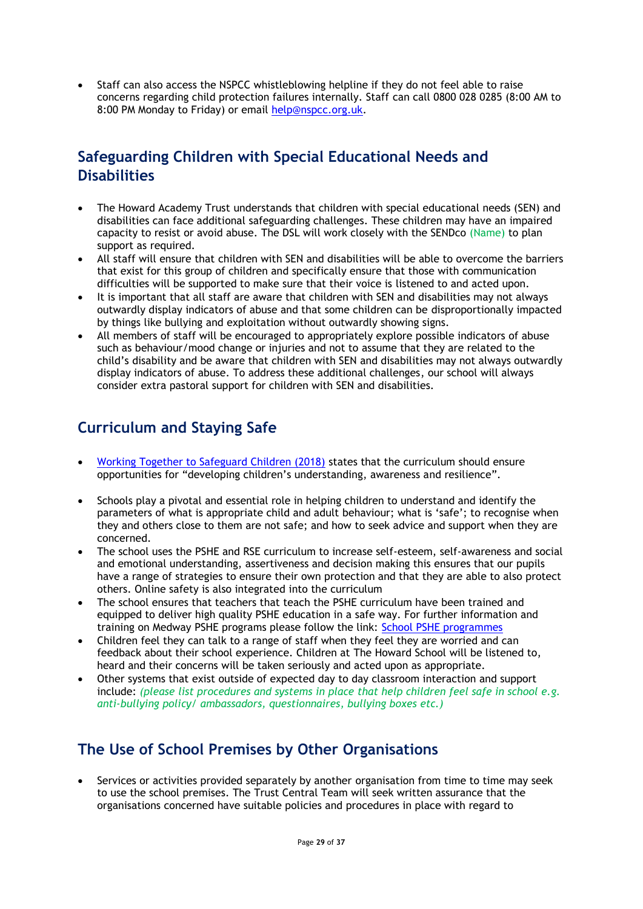- Staff can also access the NSPCC whistleblowing helpline if they do not feel able to raise concerns regarding child protection failures internally. Staff can call 0800 028 0285 (8:00 AM to 8:00 PM Monday to Friday) or email [help@nspcc.org.uk](mailto:help@nspcc.org.uk).

## Safeguarding Children with Special Educational Needs and Disabilities

- The Howard Academy Trust understands that children with special educational needs (SEN) and disabilities can face additional safeguarding challenges. These children may have an impaired capacity to resist or avoid abuse. The DSL will work closely with the SENDco (Name) to plan support as required.
- All staff will ensure that children with SEN and disabilities will be able to overcome the barriers that exist for this group of children and specifically ensure that those with communication difficulties will be supported to make sure that their voice is listened to and acted upon.
- It is important that all staff are aware that children with SEN and disabilities may not always outwardly display indicators of abuse and that some children can be disproportionally impacted by things like bullying and exploitation without outwardly showing signs.
- All members of staff will be encouraged to appropriately explore possible indicators of abuse such as behaviour/mood change or injuries and not to assume that they are related to the child's disability and be aware that children with SEN and disabilities may not always outwardly display indicators of abuse. To address these additional challenges, our school will always consider extra pastoral support for children with SEN and disabilities.

## Curriculum and Staying Safe

- [Working Together to Safeguard Children (2018)](#) states that the curriculum should ensure opportunities for "developing children's understanding, awareness and resilience".

- Schools play a pivotal and essential role in helping children to understand and identify the parameters of what is appropriate child and adult behaviour; what is 'safe'; to recognise when they and others close to them are not safe; and how to seek advice and support when they are concerned.
- The school uses the PSHE and RSE curriculum to increase self-esteem, self-awareness and social and emotional understanding, assertiveness and decision making this ensures that our pupils have a range of strategies to ensure their own protection and that they are able to also protect others. Online safety is also integrated into the curriculum
- The school ensures that teachers that teach the PSHE curriculum have been trained and equipped to deliver high quality PSHE education in a safe way. For further information and training on Medway PSHE programs please follow the link: [School PSHE programmes](#)
- Children feel they can talk to a range of staff when they feel they are worried and can feedback about their school experience. Children at The Howard School will be listened to, heard and their concerns will be taken seriously and acted upon as appropriate.
- Other systems that exist outside of expected day to day classroom interaction and support include: *(please list procedures and systems in place that help children feel safe in school e.g. anti-bullying policy/ ambassadors, questionnaires, bullying boxes etc.)*

## The Use of School Premises by Other Organisations

- Services or activities provided separately by another organisation from time to time may seek to use the school premises. The Trust Central Team will seek written assurance that the organisations concerned have suitable policies and procedures in place with regard to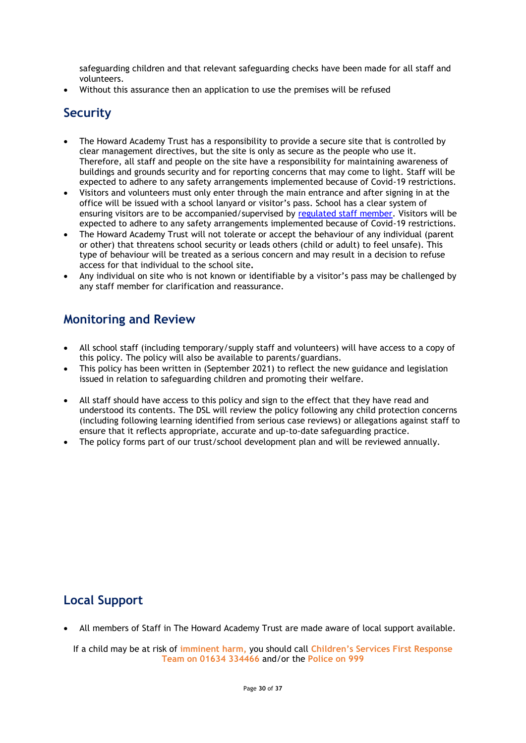safeguarding children and that relevant safeguarding checks have been made for all staff and volunteers.

- Without this assurance then an application to use the premises will be refused

## Security

- The Howard Academy Trust has a responsibility to provide a secure site that is controlled by clear management directives, but the site is only as secure as the people who use it. Therefore, all staff and people on the site have a responsibility for maintaining awareness of buildings and grounds security and for reporting concerns that may come to light. Staff will be expected to adhere to any safety arrangements implemented because of Covid-19 restrictions.
- Visitors and volunteers must only enter through the main entrance and after signing in at the office will be issued with a school lanyard or visitor's pass. School has a clear system of ensuring visitors are to be accompanied/supervised by [regulated staff member](). Visitors will be expected to adhere to any safety arrangements implemented because of Covid-19 restrictions.
- The Howard Academy Trust will not tolerate or accept the behaviour of any individual (parent or other) that threatens school security or leads others (child or adult) to feel unsafe). This type of behaviour will be treated as a serious concern and may result in a decision to refuse access for that individual to the school site**.**
- Any individual on site who is not known or identifiable by a visitor's pass may be challenged by any staff member for clarification and reassurance.

## Monitoring and Review

- All school staff (including temporary/supply staff and volunteers) will have access to a copy of this policy. The policy will also be available to parents/guardians.
- This policy has been written in (September 2021) to reflect the new guidance and legislation issued in relation to safeguarding children and promoting their welfare.
- All staff should have access to this policy and sign to the effect that they have read and understood its contents. The DSL will review the policy following any child protection concerns (including following learning identified from serious case reviews) or allegations against staff to ensure that it reflects appropriate, accurate and up-to-date safeguarding practice.
- The policy forms part of our trust/school development plan and will be reviewed annually.

## Local Support

- All members of Staff in The Howard Academy Trust are made aware of local support available.

If a child may be at risk of **imminent harm,** you should call **Children's Services First Response Team on 01634 334466** and/or the **Police on 999**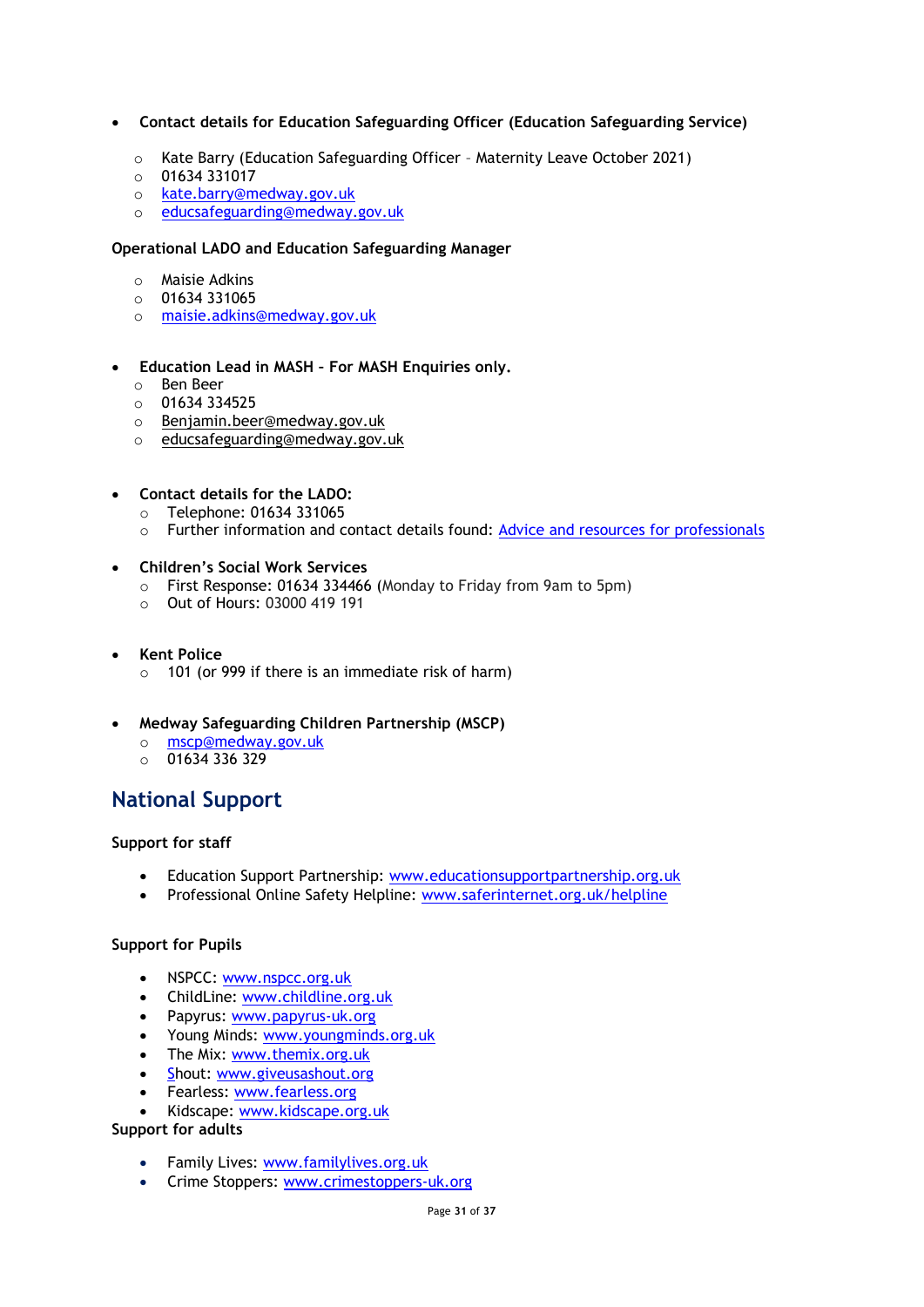- **Contact details for Education Safeguarding Officer (Education Safeguarding Service)**
    - Kate Barry (Education Safeguarding Officer – Maternity Leave October 2021)
    - 01634 331017
    - kate.barry@medway.gov.uk
    - educsafeguarding@medway.gov.uk

**Operational LADO and Education Safeguarding Manager**

- Maisie Adkins
- 01634 331065
- maisie.adkins@medway.gov.uk

- **Education Lead in MASH – For MASH Enquiries only.**
    - Ben Beer
    - 01634 334525
    - Benjamin.beer@medway.gov.uk
    - educsafeguarding@medway.gov.uk

- **Contact details for the LADO:**
    - Telephone: 01634 331065
    - Further information and contact details found: Advice and resources for professionals

- **Children's Social Work Services**
    - First Response: 01634 334466 (Monday to Friday from 9am to 5pm)
    - Out of Hours: 03000 419 191

- **Kent Police**
    - 101 (or 999 if there is an immediate risk of harm)

- **Medway Safeguarding Children Partnership (MSCP)**
    - mscp@medway.gov.uk
    - 01634 336 329

## National Support

**Support for staff**

- Education Support Partnership: www.educationsupportpartnership.org.uk
- Professional Online Safety Helpline: www.saferinternet.org.uk/helpline

**Support for Pupils**

- NSPCC: www.nspcc.org.uk
- ChildLine: www.childline.org.uk
- Papyrus: www.papyrus-uk.org
- Young Minds: www.youngminds.org.uk
- The Mix: www.themix.org.uk
- Shout: www.giveusashout.org
- Fearless: www.fearless.org
- Kidscape: www.kidscape.org.uk

**Support for adults**

- Family Lives: www.familylives.org.uk
- Crime Stoppers: www.crimestoppers-uk.org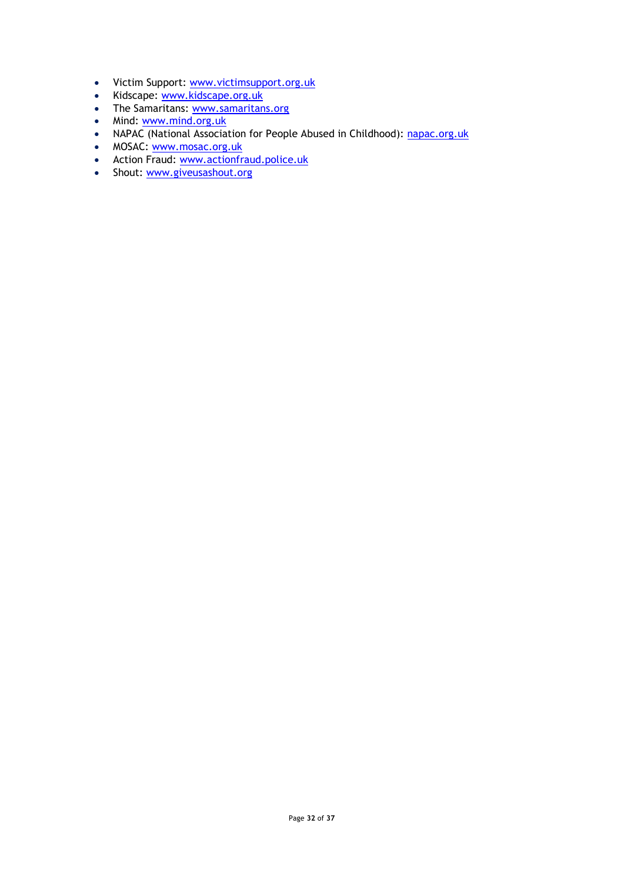- Victim Support: www.victimsupport.org.uk
- Kidscape: www.kidscape.org.uk
- The Samaritans: www.samaritans.org
- Mind: www.mind.org.uk
- NAPAC (National Association for People Abused in Childhood): napac.org.uk
- MOSAC: www.mosac.org.uk
- Action Fraud: www.actionfraud.police.uk
- Shout: www.giveusashout.org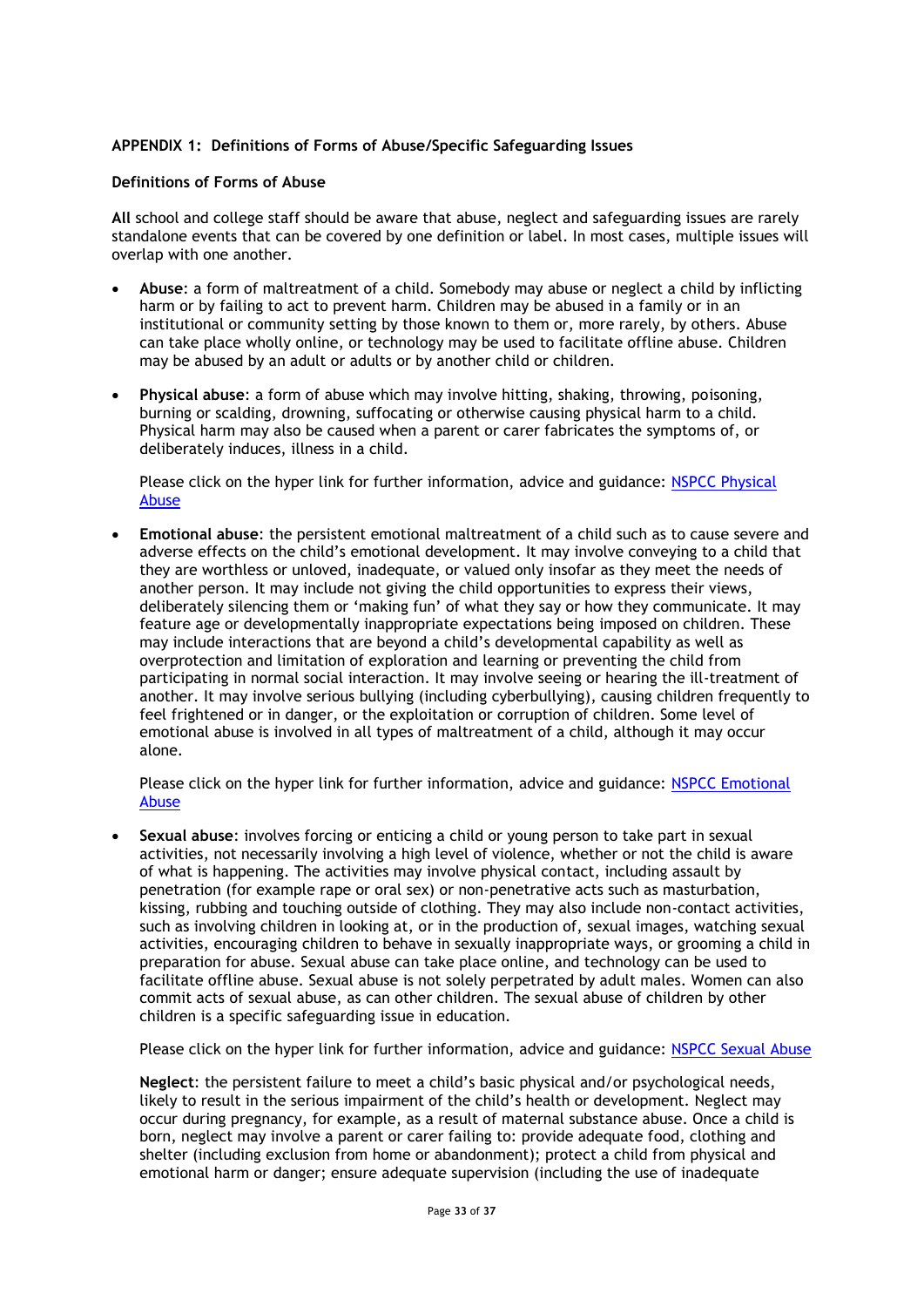**APPENDIX 1: Definitions of Forms of Abuse/Specific Safeguarding Issues**

**Definitions of Forms of Abuse**

**All** school and college staff should be aware that abuse, neglect and safeguarding issues are rarely standalone events that can be covered by one definition or label. In most cases, multiple issues will overlap with one another.

- **Abuse**: a form of maltreatment of a child. Somebody may abuse or neglect a child by inflicting harm or by failing to act to prevent harm. Children may be abused in a family or in an institutional or community setting by those known to them or, more rarely, by others. Abuse can take place wholly online, or technology may be used to facilitate offline abuse. Children may be abused by an adult or adults or by another child or children.

- **Physical abuse**: a form of abuse which may involve hitting, shaking, throwing, poisoning, burning or scalding, drowning, suffocating or otherwise causing physical harm to a child. Physical harm may also be caused when a parent or carer fabricates the symptoms of, or deliberately induces, illness in a child.

  Please click on the hyper link for further information, advice and guidance: NSPCC Physical Abuse

- **Emotional abuse**: the persistent emotional maltreatment of a child such as to cause severe and adverse effects on the child's emotional development. It may involve conveying to a child that they are worthless or unloved, inadequate, or valued only insofar as they meet the needs of another person. It may include not giving the child opportunities to express their views, deliberately silencing them or 'making fun' of what they say or how they communicate. It may feature age or developmentally inappropriate expectations being imposed on children. These may include interactions that are beyond a child's developmental capability as well as overprotection and limitation of exploration and learning or preventing the child from participating in normal social interaction. It may involve seeing or hearing the ill-treatment of another. It may involve serious bullying (including cyberbullying), causing children frequently to feel frightened or in danger, or the exploitation or corruption of children. Some level of emotional abuse is involved in all types of maltreatment of a child, although it may occur alone.

  Please click on the hyper link for further information, advice and guidance: NSPCC Emotional Abuse

- **Sexual abuse**: involves forcing or enticing a child or young person to take part in sexual activities, not necessarily involving a high level of violence, whether or not the child is aware of what is happening. The activities may involve physical contact, including assault by penetration (for example rape or oral sex) or non-penetrative acts such as masturbation, kissing, rubbing and touching outside of clothing. They may also include non-contact activities, such as involving children in looking at, or in the production of, sexual images, watching sexual activities, encouraging children to behave in sexually inappropriate ways, or grooming a child in preparation for abuse. Sexual abuse can take place online, and technology can be used to facilitate offline abuse. Sexual abuse is not solely perpetrated by adult males. Women can also commit acts of sexual abuse, as can other children. The sexual abuse of children by other children is a specific safeguarding issue in education.

  Please click on the hyper link for further information, advice and guidance: NSPCC Sexual Abuse

  **Neglect**: the persistent failure to meet a child's basic physical and/or psychological needs, likely to result in the serious impairment of the child's health or development. Neglect may occur during pregnancy, for example, as a result of maternal substance abuse. Once a child is born, neglect may involve a parent or carer failing to: provide adequate food, clothing and shelter (including exclusion from home or abandonment); protect a child from physical and emotional harm or danger; ensure adequate supervision (including the use of inadequate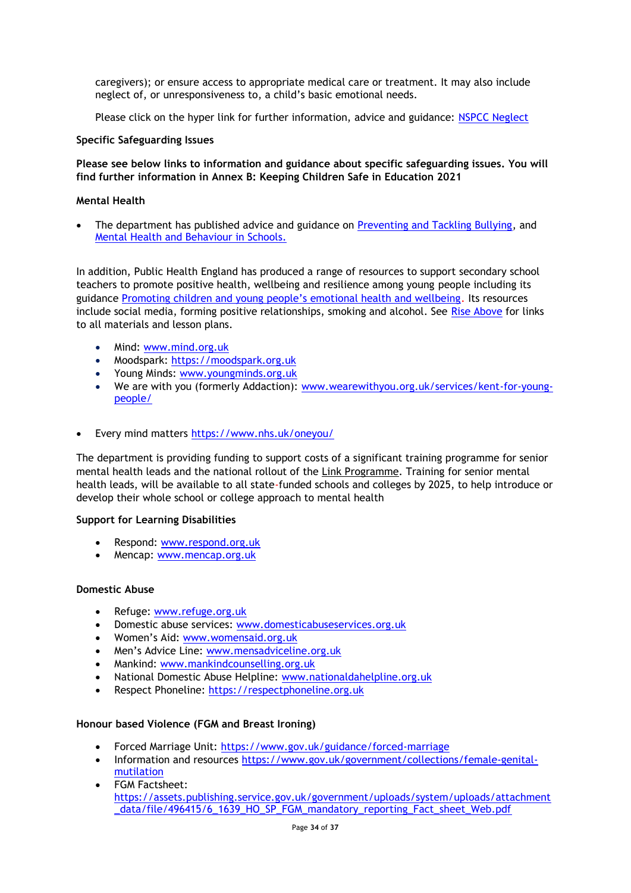caregivers); or ensure access to appropriate medical care or treatment. It may also include neglect of, or unresponsiveness to, a child's basic emotional needs.

Please click on the hyper link for further information, advice and guidance: [NSPCC Neglect]

**Specific Safeguarding Issues**

**Please see below links to information and guidance about specific safeguarding issues. You will find further information in Annex B: Keeping Children Safe in Education 2021**

**Mental Health**

- The department has published advice and guidance on Preventing and Tackling Bullying, and Mental Health and Behaviour in Schools.

In addition, Public Health England has produced a range of resources to support secondary school teachers to promote positive health, wellbeing and resilience among young people including its guidance Promoting children and young people's emotional health and wellbeing. Its resources include social media, forming positive relationships, smoking and alcohol. See Rise Above for links to all materials and lesson plans.

- Mind: www.mind.org.uk
- Moodspark: https://moodspark.org.uk
- Young Minds: www.youngminds.org.uk
- We are with you (formerly Addaction): www.wearewithyou.org.uk/services/kent-for-young-people/

- Every mind matters https://www.nhs.uk/oneyou/

The department is providing funding to support costs of a significant training programme for senior mental health leads and the national rollout of the Link Programme. Training for senior mental health leads, will be available to all state-funded schools and colleges by 2025, to help introduce or develop their whole school or college approach to mental health

**Support for Learning Disabilities**

- Respond: www.respond.org.uk
- Mencap: www.mencap.org.uk

**Domestic Abuse**

- Refuge: www.refuge.org.uk
- Domestic abuse services: www.domesticabuseservices.org.uk
- Women's Aid: www.womensaid.org.uk
- Men's Advice Line: www.mensadviceline.org.uk
- Mankind: www.mankindcounselling.org.uk
- National Domestic Abuse Helpline: www.nationaldahelpline.org.uk
- Respect Phoneline: https://respectphoneline.org.uk

**Honour based Violence (FGM and Breast Ironing)**

- Forced Marriage Unit: https://www.gov.uk/guidance/forced-marriage
- Information and resources https://www.gov.uk/government/collections/female-genital-mutilation
- FGM Factsheet: https://assets.publishing.service.gov.uk/government/uploads/system/uploads/attachment_data/file/496415/6_1639_HO_SP_FGM_mandatory_reporting_Fact_sheet_Web.pdf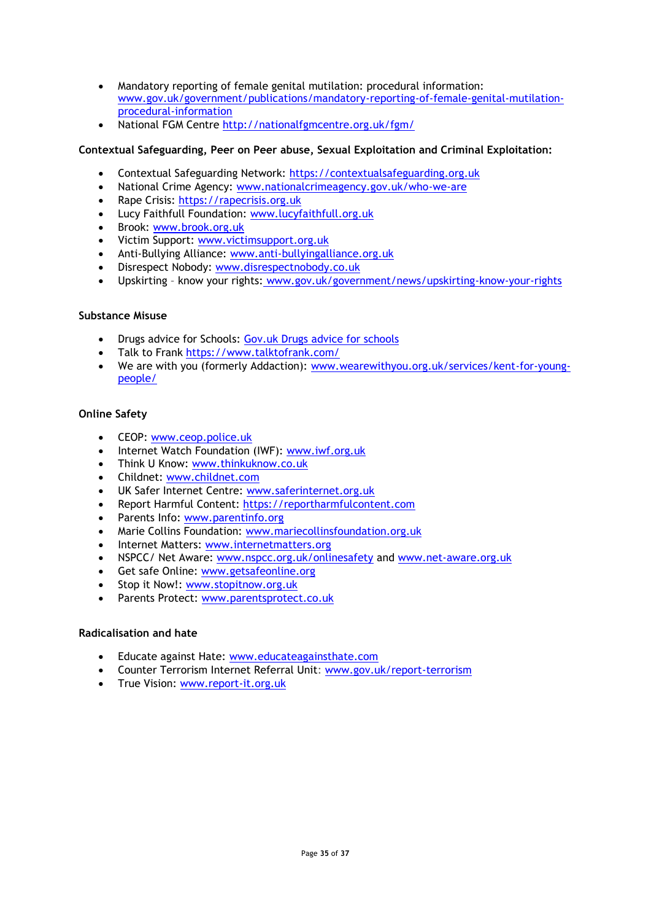- Mandatory reporting of female genital mutilation: procedural information: www.gov.uk/government/publications/mandatory-reporting-of-female-genital-mutilation-procedural-information
- National FGM Centre http://nationalfgmcentre.org.uk/fgm/

**Contextual Safeguarding, Peer on Peer abuse, Sexual Exploitation and Criminal Exploitation:**

- Contextual Safeguarding Network: https://contextualsafeguarding.org.uk
- National Crime Agency: www.nationalcrimeagency.gov.uk/who-we-are
- Rape Crisis: https://rapecrisis.org.uk
- Lucy Faithfull Foundation: www.lucyfaithfull.org.uk
- Brook: www.brook.org.uk
- Victim Support: www.victimsupport.org.uk
- Anti-Bullying Alliance: www.anti-bullyingalliance.org.uk
- Disrespect Nobody: www.disrespectnobody.co.uk
- Upskirting – know your rights: www.gov.uk/government/news/upskirting-know-your-rights

**Substance Misuse**

- Drugs advice for Schools: Gov.uk Drugs advice for schools
- Talk to Frank https://www.talktofrank.com/
- We are with you (formerly Addaction): www.wearewithyou.org.uk/services/kent-for-young-people/

**Online Safety**

- CEOP: www.ceop.police.uk
- Internet Watch Foundation (IWF): www.iwf.org.uk
- Think U Know: www.thinkuknow.co.uk
- Childnet: www.childnet.com
- UK Safer Internet Centre: www.saferinternet.org.uk
- Report Harmful Content: https://reportharmfulcontent.com
- Parents Info: www.parentinfo.org
- Marie Collins Foundation: www.mariecollinsfoundation.org.uk
- Internet Matters: www.internetmatters.org
- NSPCC/ Net Aware: www.nspcc.org.uk/onlinesafety and www.net-aware.org.uk
- Get safe Online: www.getsafeonline.org
- Stop it Now!: www.stopitnow.org.uk
- Parents Protect: www.parentsprotect.co.uk

**Radicalisation and hate**

- Educate against Hate: www.educateagainsthate.com
- Counter Terrorism Internet Referral Unit: www.gov.uk/report-terrorism
- True Vision: www.report-it.org.uk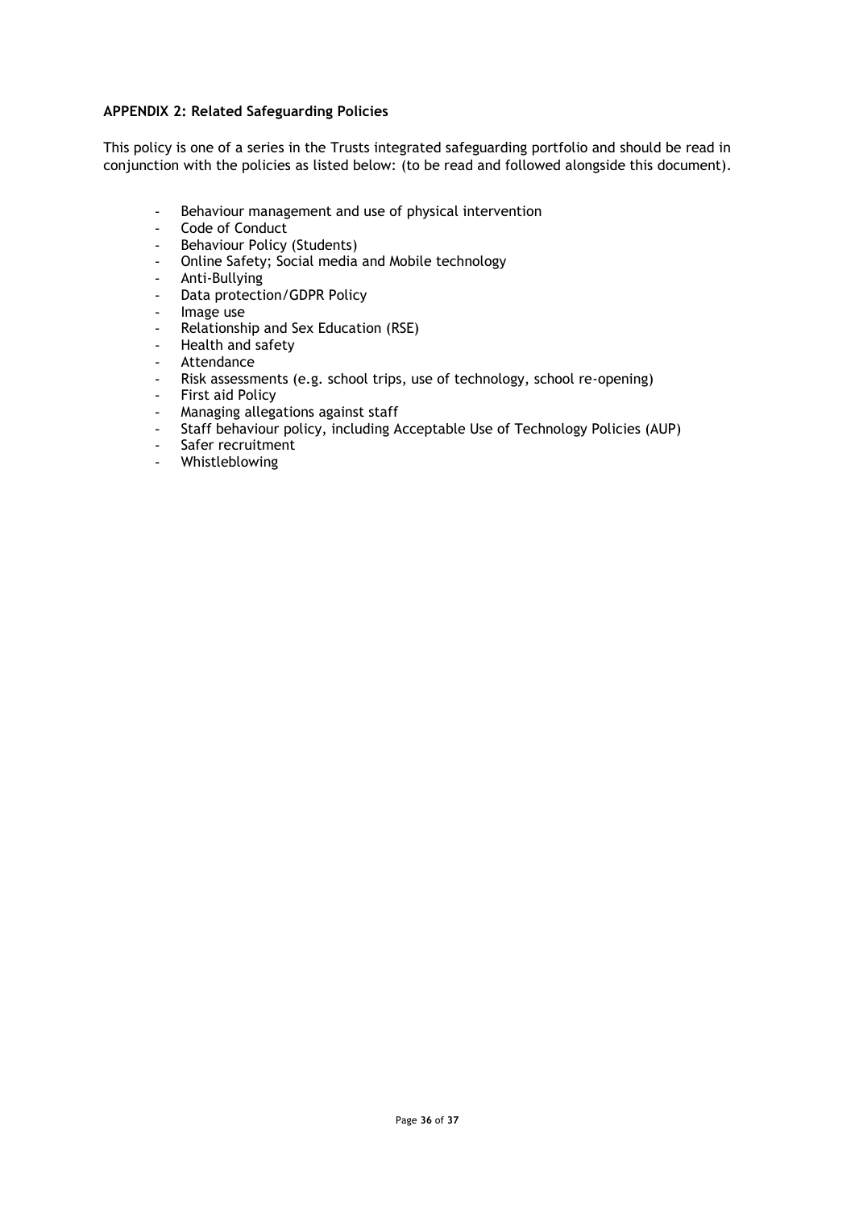**APPENDIX 2: Related Safeguarding Policies**

This policy is one of a series in the Trusts integrated safeguarding portfolio and should be read in conjunction with the policies as listed below: (to be read and followed alongside this document).

- Behaviour management and use of physical intervention
- Code of Conduct
- Behaviour Policy (Students)
- Online Safety; Social media and Mobile technology
- Anti-Bullying
- Data protection/GDPR Policy
- Image use
- Relationship and Sex Education (RSE)
- Health and safety
- Attendance
- Risk assessments (e.g. school trips, use of technology, school re-opening)
- First aid Policy
- Managing allegations against staff
- Staff behaviour policy, including Acceptable Use of Technology Policies (AUP)
- Safer recruitment
- Whistleblowing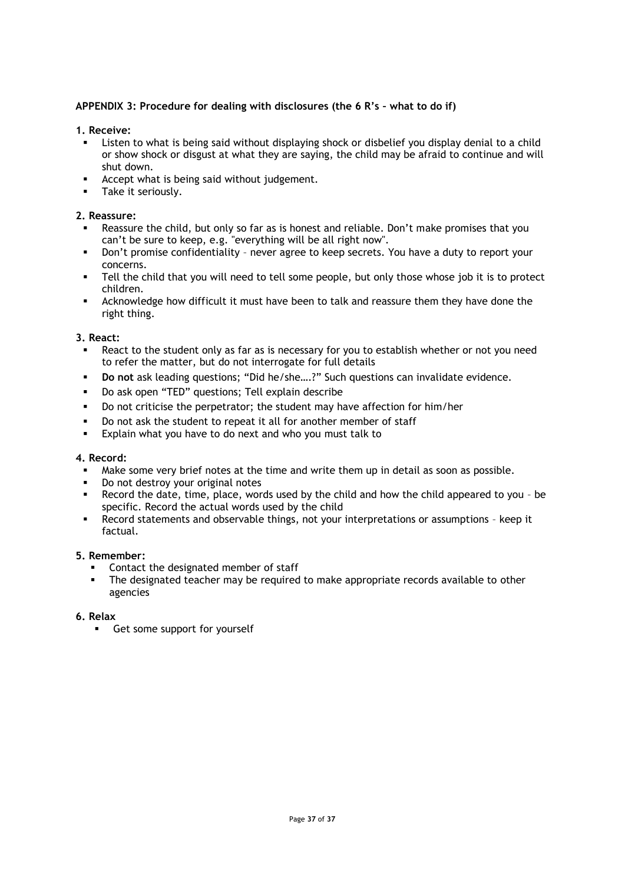**APPENDIX 3: Procedure for dealing with disclosures (the 6 R's – what to do if)**

**1. Receive:**

- Listen to what is being said without displaying shock or disbelief you display denial to a child or show shock or disgust at what they are saying, the child may be afraid to continue and will shut down.
- Accept what is being said without judgement.
- Take it seriously.

**2. Reassure:**

- Reassure the child, but only so far as is honest and reliable. Don't make promises that you can't be sure to keep, e.g. "everything will be all right now".
- Don't promise confidentiality – never agree to keep secrets. You have a duty to report your concerns.
- Tell the child that you will need to tell some people, but only those whose job it is to protect children.
- Acknowledge how difficult it must have been to talk and reassure them they have done the right thing.

**3. React:**

- React to the student only as far as is necessary for you to establish whether or not you need to refer the matter, but do not interrogate for full details
- **Do not** ask leading questions; "Did he/she….?" Such questions can invalidate evidence.
- Do ask open "TED" questions; Tell explain describe
- Do not criticise the perpetrator; the student may have affection for him/her
- Do not ask the student to repeat it all for another member of staff
- Explain what you have to do next and who you must talk to

**4. Record:**

- Make some very brief notes at the time and write them up in detail as soon as possible.
- Do not destroy your original notes
- Record the date, time, place, words used by the child and how the child appeared to you – be specific. Record the actual words used by the child
- Record statements and observable things, not your interpretations or assumptions – keep it factual.

**5. Remember:**

- Contact the designated member of staff
- The designated teacher may be required to make appropriate records available to other agencies

**6. Relax**

- Get some support for yourself